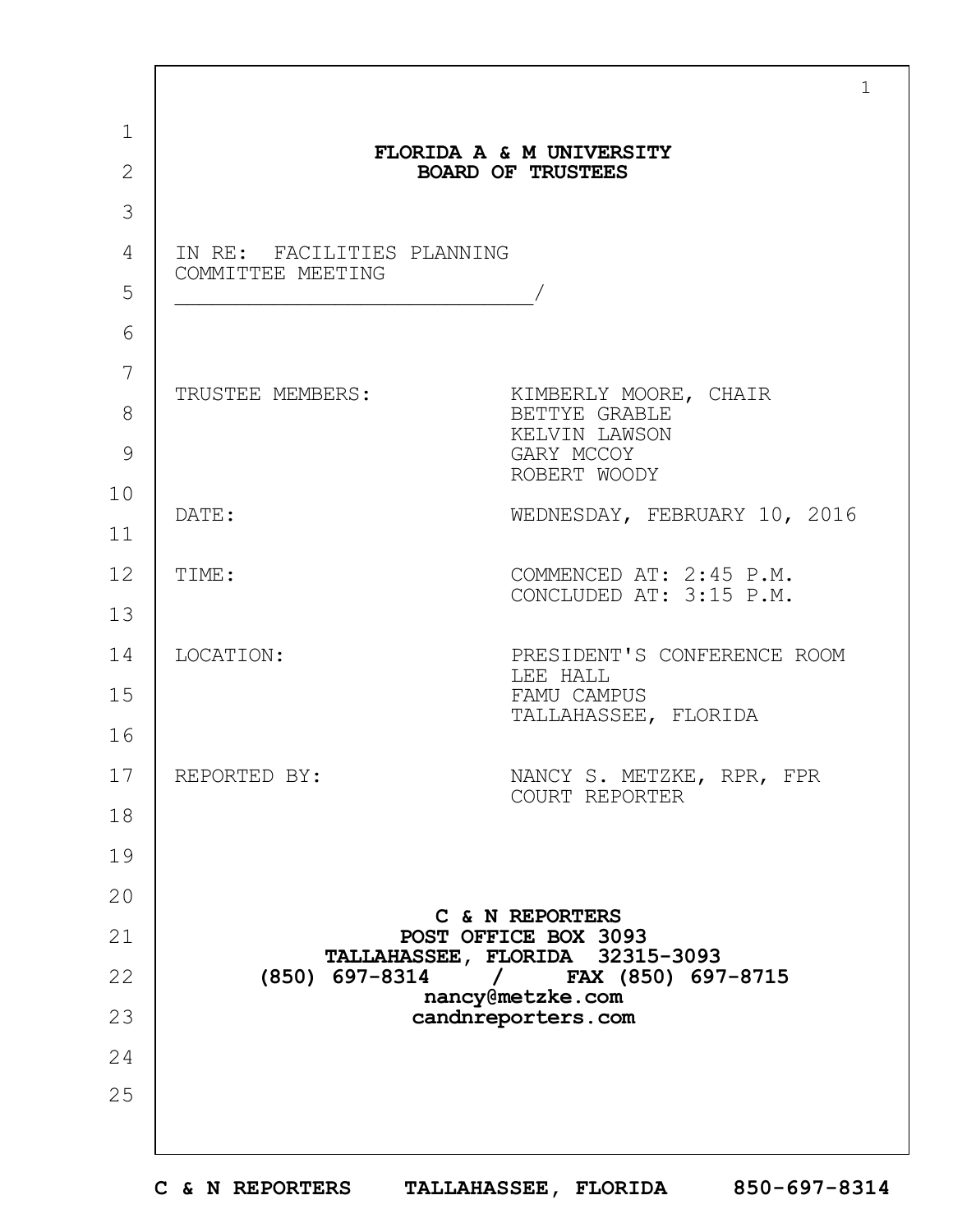**FLORIDA A & M UNIVERSITY**
**BOARD OF TRUSTEES**

IN RE: FACILITIES PLANNING
COMMITTEE MEETING
_____________________________/

| | |
|---|---|
| TRUSTEE MEMBERS: | KIMBERLY MOORE, CHAIR<br>BETTYE GRABLE<br>KELVIN LAWSON<br>GARY MCCOY<br>ROBERT WOODY |
| DATE: | WEDNESDAY, FEBRUARY 10, 2016 |
| TIME: | COMMENCED AT: 2:45 P.M.<br>CONCLUDED AT: 3:15 P.M. |
| LOCATION: | PRESIDENT'S CONFERENCE ROOM<br>LEE HALL<br>FAMU CAMPUS<br>TALLAHASSEE, FLORIDA |
| REPORTED BY: | NANCY S. METZKE, RPR, FPR<br>COURT REPORTER |

**C & N REPORTERS**
**POST OFFICE BOX 3093**
**TALLAHASSEE, FLORIDA 32315-3093**
**(850) 697-8314 / FAX (850) 697-8715**
**nancy@metzke.com**
**candnreporters.com**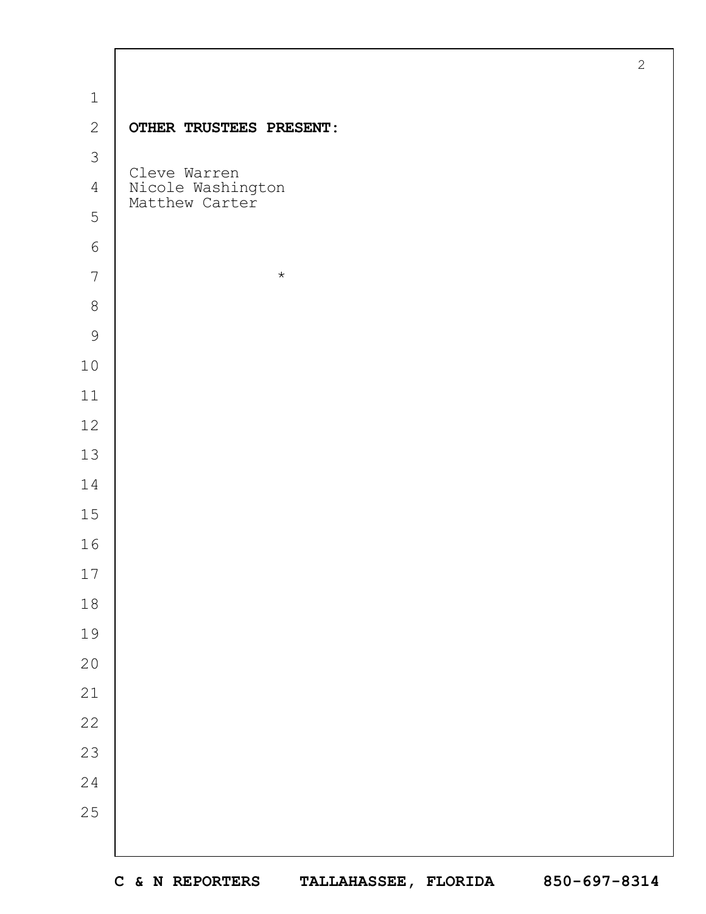**OTHER TRUSTEES PRESENT:**

Cleve Warren
Nicole Washington
Matthew Carter

*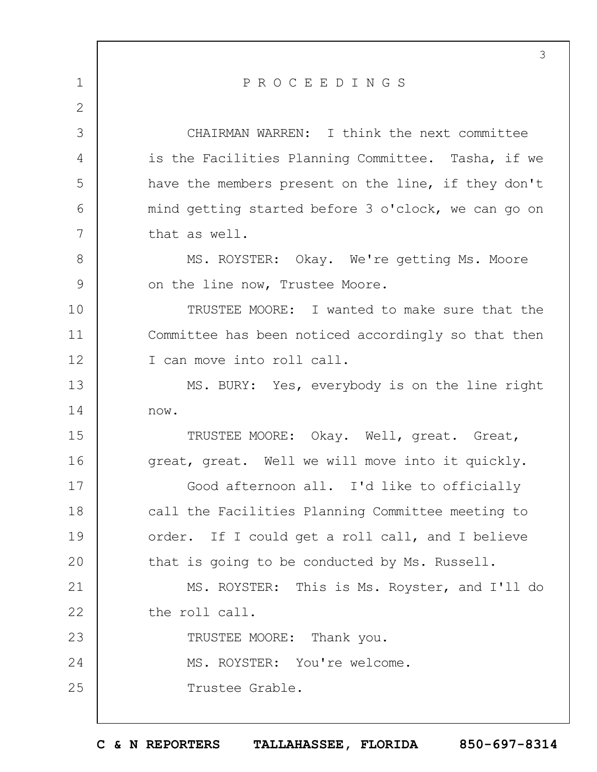P R O C E E D I N G S

CHAIRMAN WARREN: I think the next committee is the Facilities Planning Committee. Tasha, if we have the members present on the line, if they don't mind getting started before 3 o'clock, we can go on that as well.

MS. ROYSTER: Okay. We're getting Ms. Moore on the line now, Trustee Moore.

TRUSTEE MOORE: I wanted to make sure that the Committee has been noticed accordingly so that then I can move into roll call.

MS. BURY: Yes, everybody is on the line right now.

TRUSTEE MOORE: Okay. Well, great. Great, great, great. Well we will move into it quickly.

Good afternoon all. I'd like to officially call the Facilities Planning Committee meeting to order. If I could get a roll call, and I believe that is going to be conducted by Ms. Russell.

MS. ROYSTER: This is Ms. Royster, and I'll do the roll call.

TRUSTEE MOORE: Thank you.

MS. ROYSTER: You're welcome.

Trustee Grable.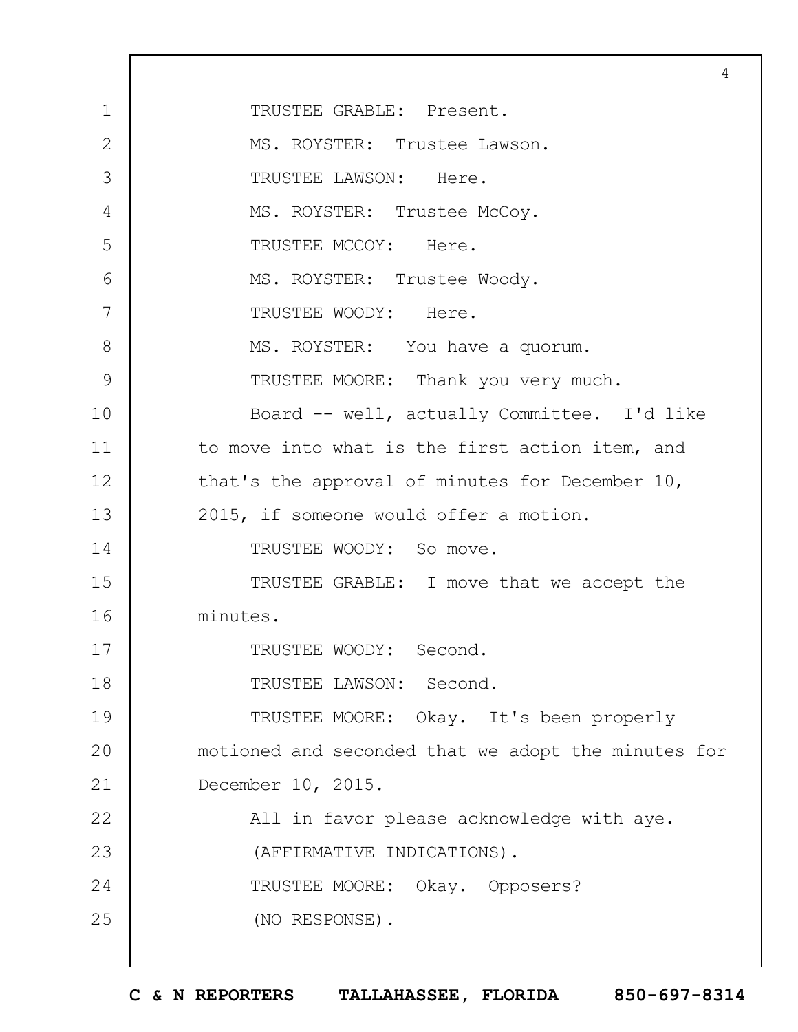TRUSTEE GRABLE: Present.

MS. ROYSTER: Trustee Lawson.

TRUSTEE LAWSON: Here.

MS. ROYSTER: Trustee McCoy.

TRUSTEE MCCOY: Here.

MS. ROYSTER: Trustee Woody.

TRUSTEE WOODY: Here.

MS. ROYSTER: You have a quorum.

TRUSTEE MOORE: Thank you very much.

Board -- well, actually Committee. I'd like to move into what is the first action item, and that's the approval of minutes for December 10, 2015, if someone would offer a motion.

TRUSTEE WOODY: So move.

TRUSTEE GRABLE: I move that we accept the minutes.

TRUSTEE WOODY: Second.

TRUSTEE LAWSON: Second.

TRUSTEE MOORE: Okay. It's been properly motioned and seconded that we adopt the minutes for December 10, 2015.

All in favor please acknowledge with aye.

(AFFIRMATIVE INDICATIONS).

TRUSTEE MOORE: Okay. Opposers?

(NO RESPONSE).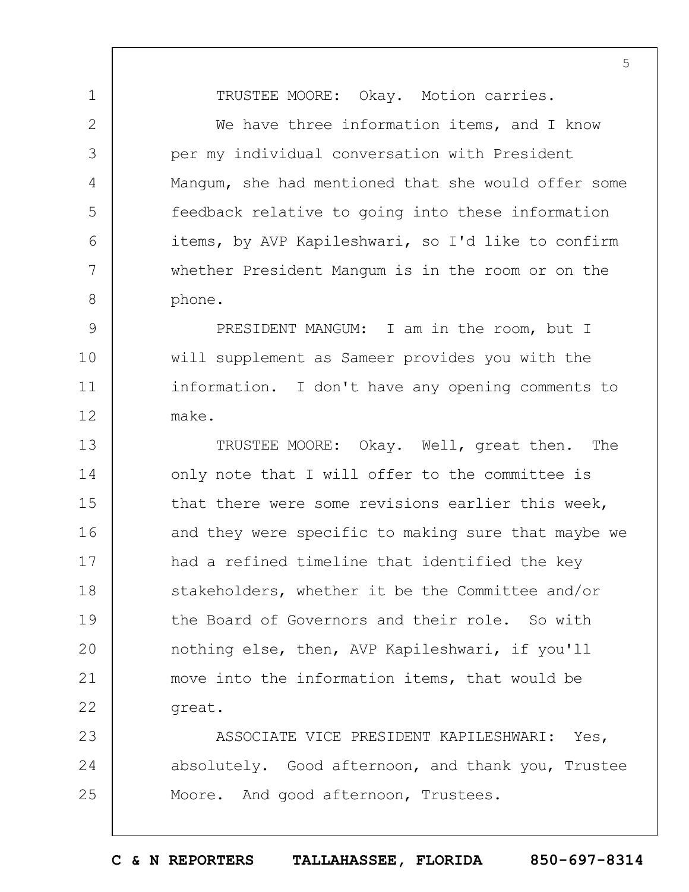TRUSTEE MOORE: Okay. Motion carries.

We have three information items, and I know per my individual conversation with President Mangum, she had mentioned that she would offer some feedback relative to going into these information items, by AVP Kapileshwari, so I'd like to confirm whether President Mangum is in the room or on the phone.

PRESIDENT MANGUM: I am in the room, but I will supplement as Sameer provides you with the information. I don't have any opening comments to make.

TRUSTEE MOORE: Okay. Well, great then. The only note that I will offer to the committee is that there were some revisions earlier this week, and they were specific to making sure that maybe we had a refined timeline that identified the key stakeholders, whether it be the Committee and/or the Board of Governors and their role. So with nothing else, then, AVP Kapileshwari, if you'll move into the information items, that would be great.

ASSOCIATE VICE PRESIDENT KAPILESHWARI: Yes, absolutely. Good afternoon, and thank you, Trustee Moore. And good afternoon, Trustees.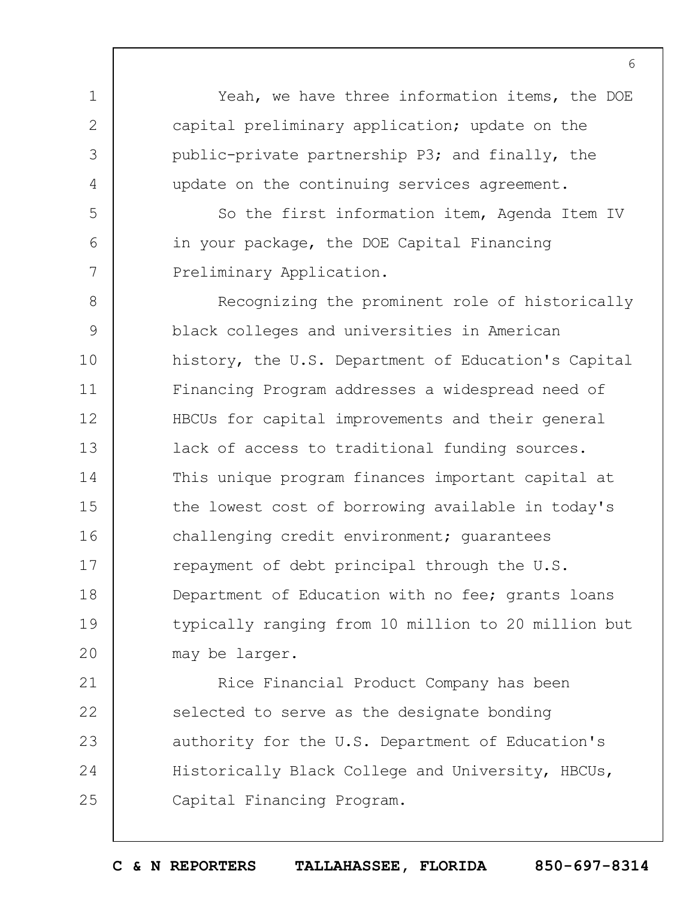Yeah, we have three information items, the DOE capital preliminary application; update on the public-private partnership P3; and finally, the update on the continuing services agreement.

So the first information item, Agenda Item IV in your package, the DOE Capital Financing Preliminary Application.

Recognizing the prominent role of historically black colleges and universities in American history, the U.S. Department of Education's Capital Financing Program addresses a widespread need of HBCUs for capital improvements and their general lack of access to traditional funding sources. This unique program finances important capital at the lowest cost of borrowing available in today's challenging credit environment; guarantees repayment of debt principal through the U.S. Department of Education with no fee; grants loans typically ranging from 10 million to 20 million but may be larger.

Rice Financial Product Company has been selected to serve as the designate bonding authority for the U.S. Department of Education's Historically Black College and University, HBCUs, Capital Financing Program.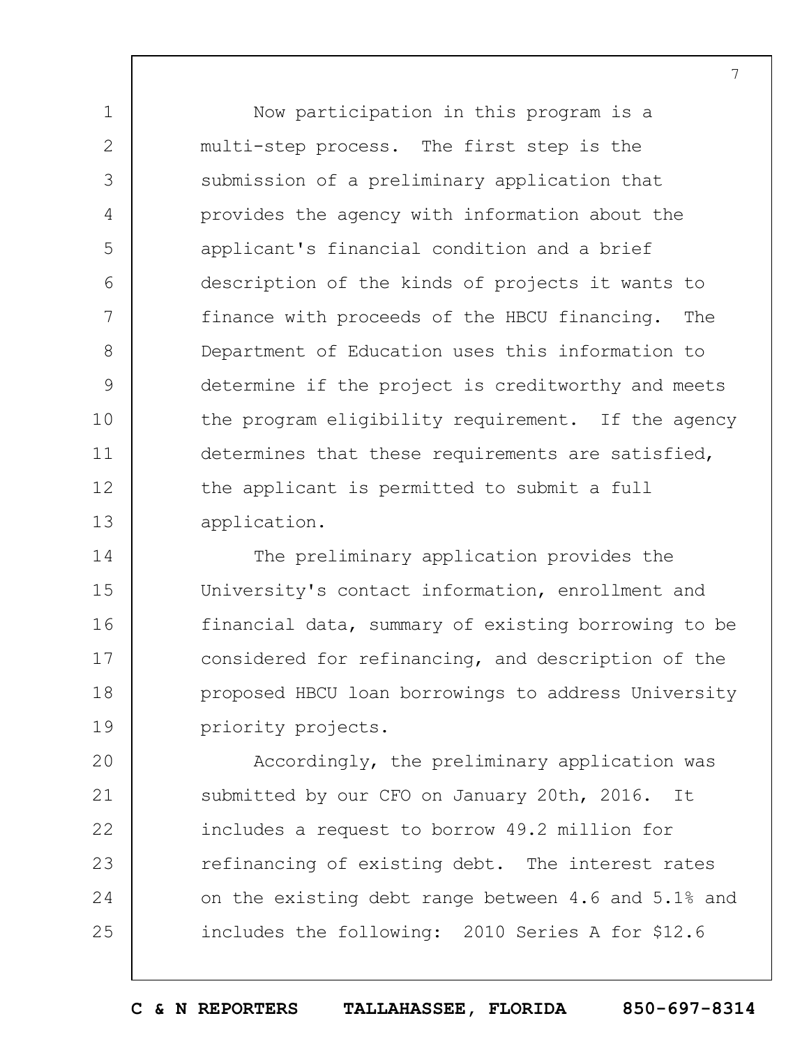Now participation in this program is a multi-step process. The first step is the submission of a preliminary application that provides the agency with information about the applicant's financial condition and a brief description of the kinds of projects it wants to finance with proceeds of the HBCU financing. The Department of Education uses this information to determine if the project is creditworthy and meets the program eligibility requirement. If the agency determines that these requirements are satisfied, the applicant is permitted to submit a full application.

The preliminary application provides the University's contact information, enrollment and financial data, summary of existing borrowing to be considered for refinancing, and description of the proposed HBCU loan borrowings to address University priority projects.

Accordingly, the preliminary application was submitted by our CFO on January 20th, 2016. It includes a request to borrow 49.2 million for refinancing of existing debt. The interest rates on the existing debt range between 4.6 and 5.1% and includes the following: 2010 Series A for $12.6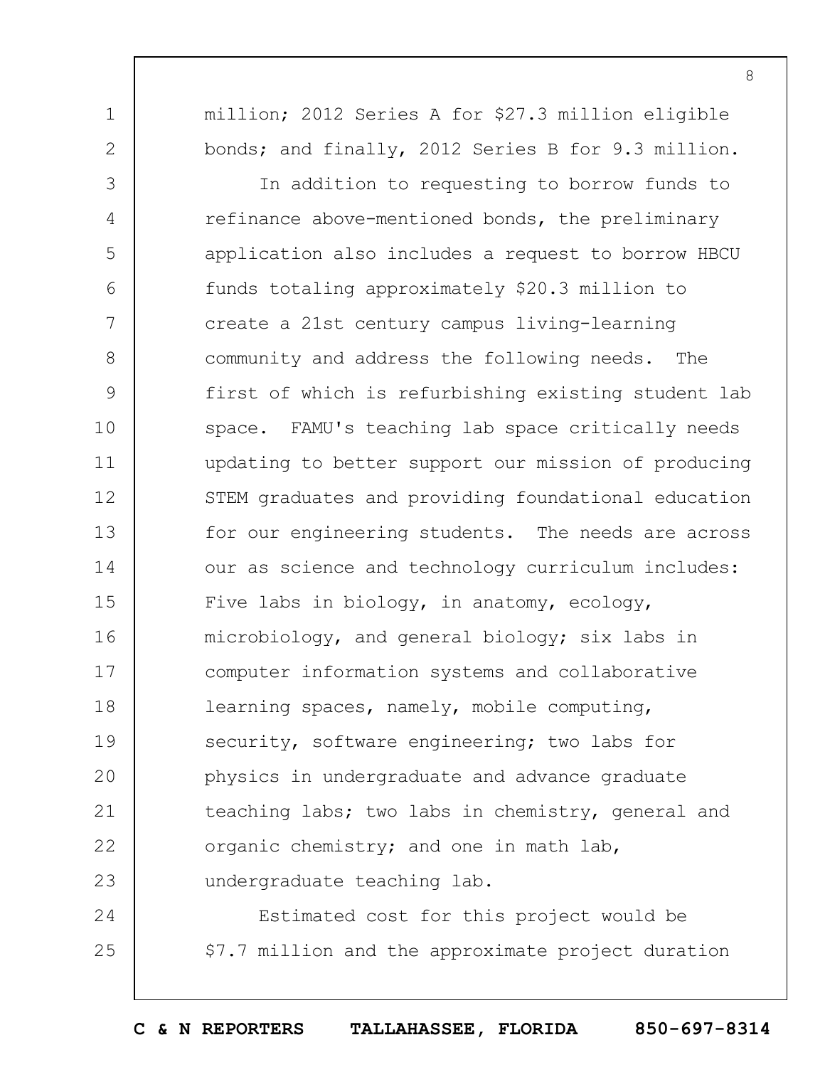million; 2012 Series A for $27.3 million eligible bonds; and finally, 2012 Series B for 9.3 million.

In addition to requesting to borrow funds to refinance above-mentioned bonds, the preliminary application also includes a request to borrow HBCU funds totaling approximately $20.3 million to create a 21st century campus living-learning community and address the following needs. The first of which is refurbishing existing student lab space. FAMU's teaching lab space critically needs updating to better support our mission of producing STEM graduates and providing foundational education for our engineering students. The needs are across our as science and technology curriculum includes: Five labs in biology, in anatomy, ecology, microbiology, and general biology; six labs in computer information systems and collaborative learning spaces, namely, mobile computing, security, software engineering; two labs for physics in undergraduate and advance graduate teaching labs; two labs in chemistry, general and organic chemistry; and one in math lab, undergraduate teaching lab.

Estimated cost for this project would be $7.7 million and the approximate project duration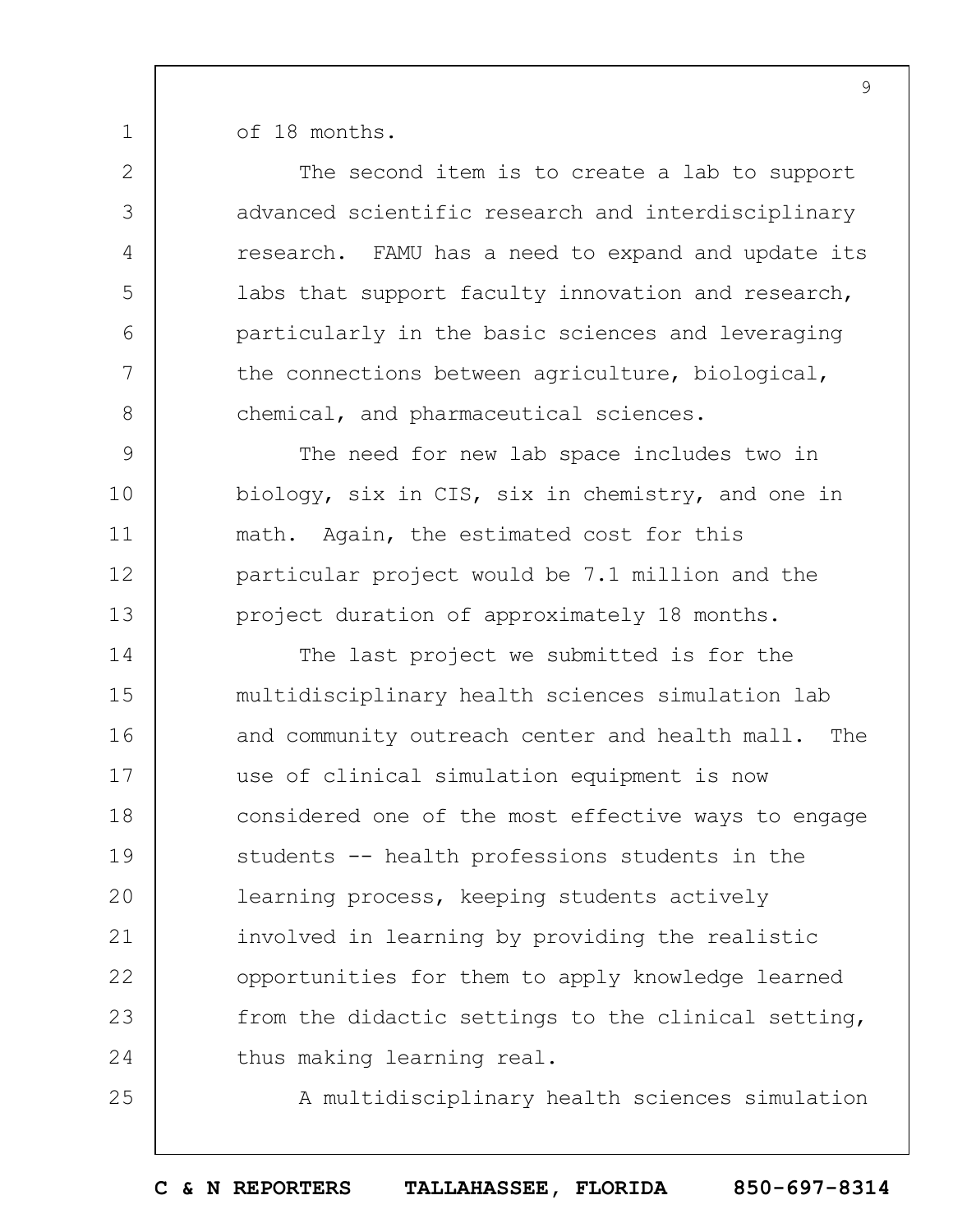of 18 months.

The second item is to create a lab to support advanced scientific research and interdisciplinary research. FAMU has a need to expand and update its labs that support faculty innovation and research, particularly in the basic sciences and leveraging the connections between agriculture, biological, chemical, and pharmaceutical sciences.

The need for new lab space includes two in biology, six in CIS, six in chemistry, and one in math. Again, the estimated cost for this particular project would be 7.1 million and the project duration of approximately 18 months.

The last project we submitted is for the multidisciplinary health sciences simulation lab and community outreach center and health mall. The use of clinical simulation equipment is now considered one of the most effective ways to engage students -- health professions students in the learning process, keeping students actively involved in learning by providing the realistic opportunities for them to apply knowledge learned from the didactic settings to the clinical setting, thus making learning real.

A multidisciplinary health sciences simulation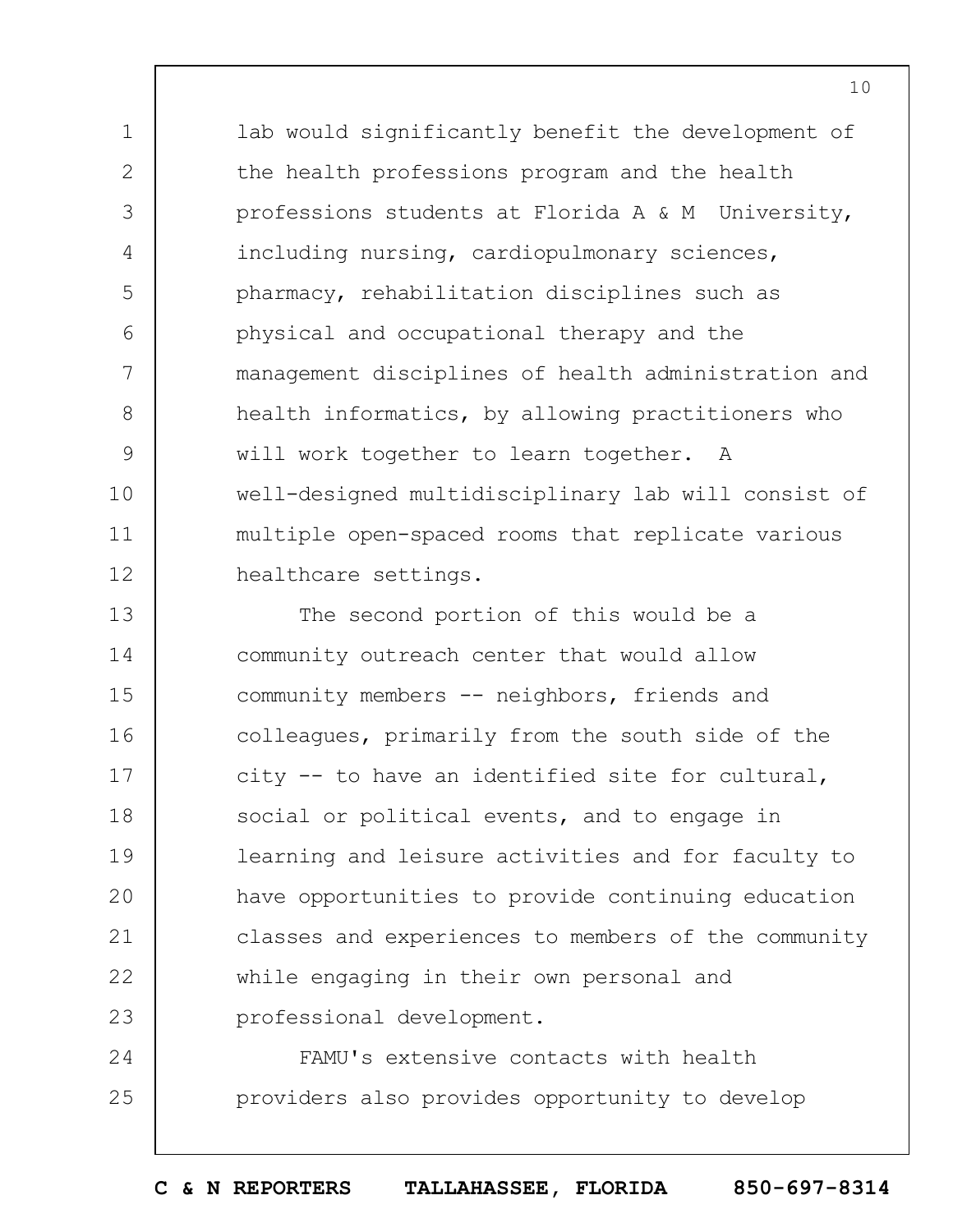lab would significantly benefit the development of the health professions program and the health professions students at Florida A & M University, including nursing, cardiopulmonary sciences, pharmacy, rehabilitation disciplines such as physical and occupational therapy and the management disciplines of health administration and health informatics, by allowing practitioners who will work together to learn together. A well-designed multidisciplinary lab will consist of multiple open-spaced rooms that replicate various healthcare settings.

The second portion of this would be a community outreach center that would allow community members -- neighbors, friends and colleagues, primarily from the south side of the city -- to have an identified site for cultural, social or political events, and to engage in learning and leisure activities and for faculty to have opportunities to provide continuing education classes and experiences to members of the community while engaging in their own personal and professional development.

FAMU's extensive contacts with health providers also provides opportunity to develop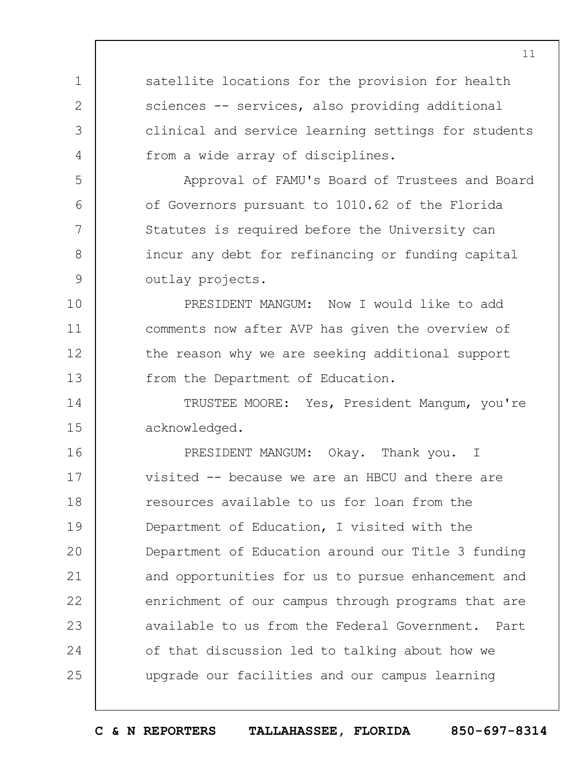satellite locations for the provision for health sciences -- services, also providing additional clinical and service learning settings for students from a wide array of disciplines.

Approval of FAMU's Board of Trustees and Board of Governors pursuant to 1010.62 of the Florida Statutes is required before the University can incur any debt for refinancing or funding capital outlay projects.

PRESIDENT MANGUM: Now I would like to add comments now after AVP has given the overview of the reason why we are seeking additional support from the Department of Education.

TRUSTEE MOORE: Yes, President Mangum, you're acknowledged.

PRESIDENT MANGUM: Okay. Thank you. I visited -- because we are an HBCU and there are resources available to us for loan from the Department of Education, I visited with the Department of Education around our Title 3 funding and opportunities for us to pursue enhancement and enrichment of our campus through programs that are available to us from the Federal Government. Part of that discussion led to talking about how we upgrade our facilities and our campus learning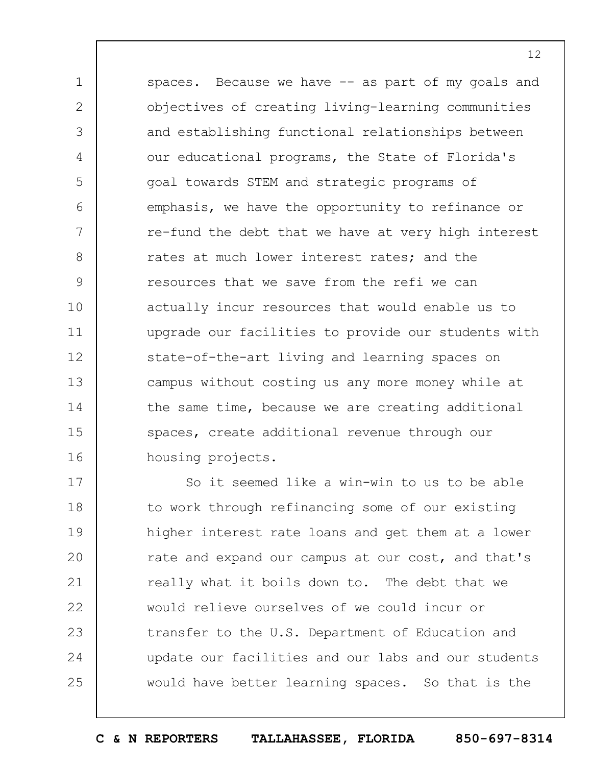spaces. Because we have -- as part of my goals and objectives of creating living-learning communities and establishing functional relationships between our educational programs, the State of Florida's goal towards STEM and strategic programs of emphasis, we have the opportunity to refinance or re-fund the debt that we have at very high interest rates at much lower interest rates; and the resources that we save from the refi we can actually incur resources that would enable us to upgrade our facilities to provide our students with state-of-the-art living and learning spaces on campus without costing us any more money while at the same time, because we are creating additional spaces, create additional revenue through our housing projects.

So it seemed like a win-win to us to be able to work through refinancing some of our existing higher interest rate loans and get them at a lower rate and expand our campus at our cost, and that's really what it boils down to. The debt that we would relieve ourselves of we could incur or transfer to the U.S. Department of Education and update our facilities and our labs and our students would have better learning spaces. So that is the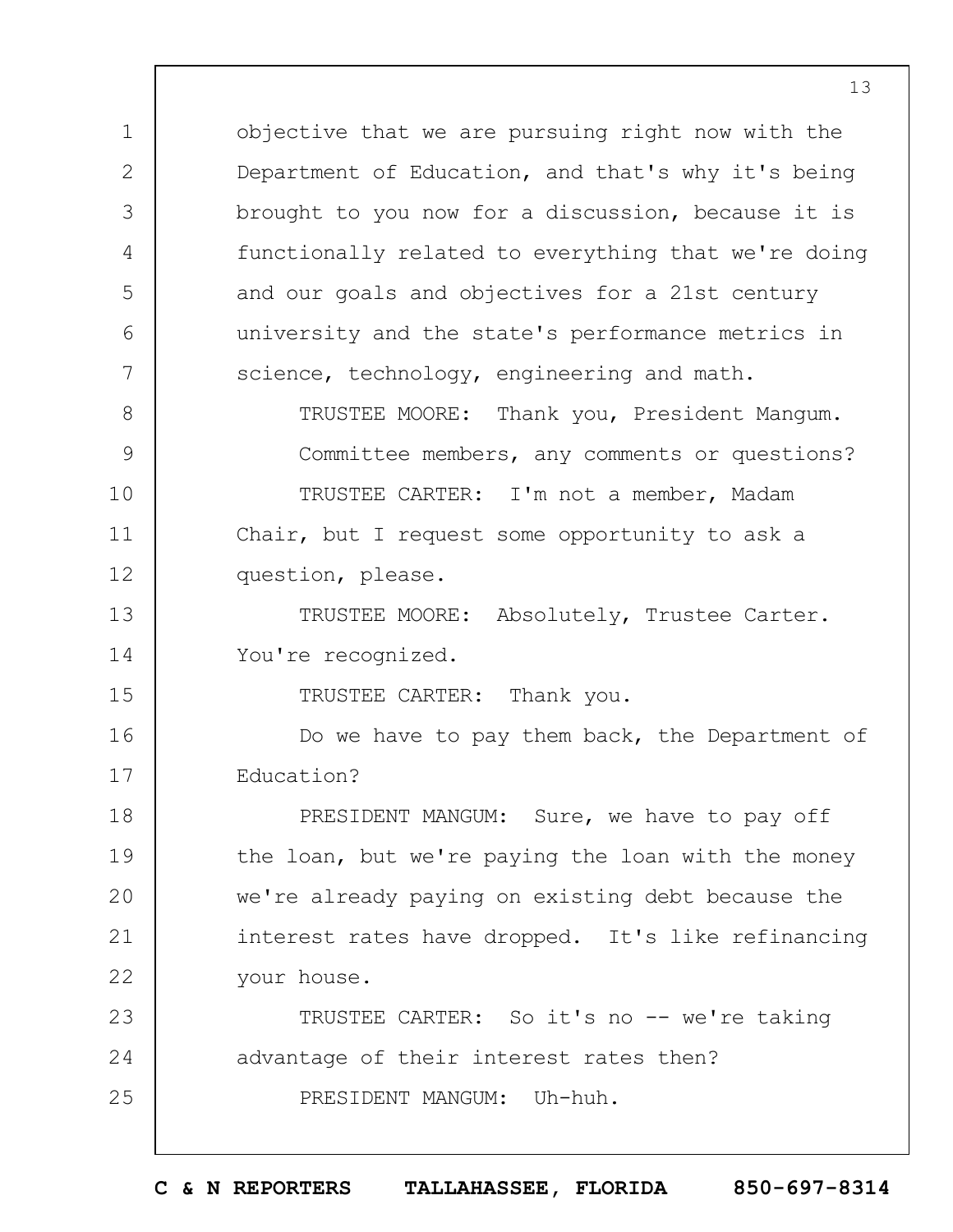objective that we are pursuing right now with the Department of Education, and that's why it's being brought to you now for a discussion, because it is functionally related to everything that we're doing and our goals and objectives for a 21st century university and the state's performance metrics in science, technology, engineering and math.

TRUSTEE MOORE: Thank you, President Mangum.

Committee members, any comments or questions?

TRUSTEE CARTER: I'm not a member, Madam Chair, but I request some opportunity to ask a question, please.

TRUSTEE MOORE: Absolutely, Trustee Carter. You're recognized.

TRUSTEE CARTER: Thank you.

Do we have to pay them back, the Department of Education?

PRESIDENT MANGUM: Sure, we have to pay off the loan, but we're paying the loan with the money we're already paying on existing debt because the interest rates have dropped. It's like refinancing your house.

TRUSTEE CARTER: So it's no -- we're taking advantage of their interest rates then?

PRESIDENT MANGUM: Uh-huh.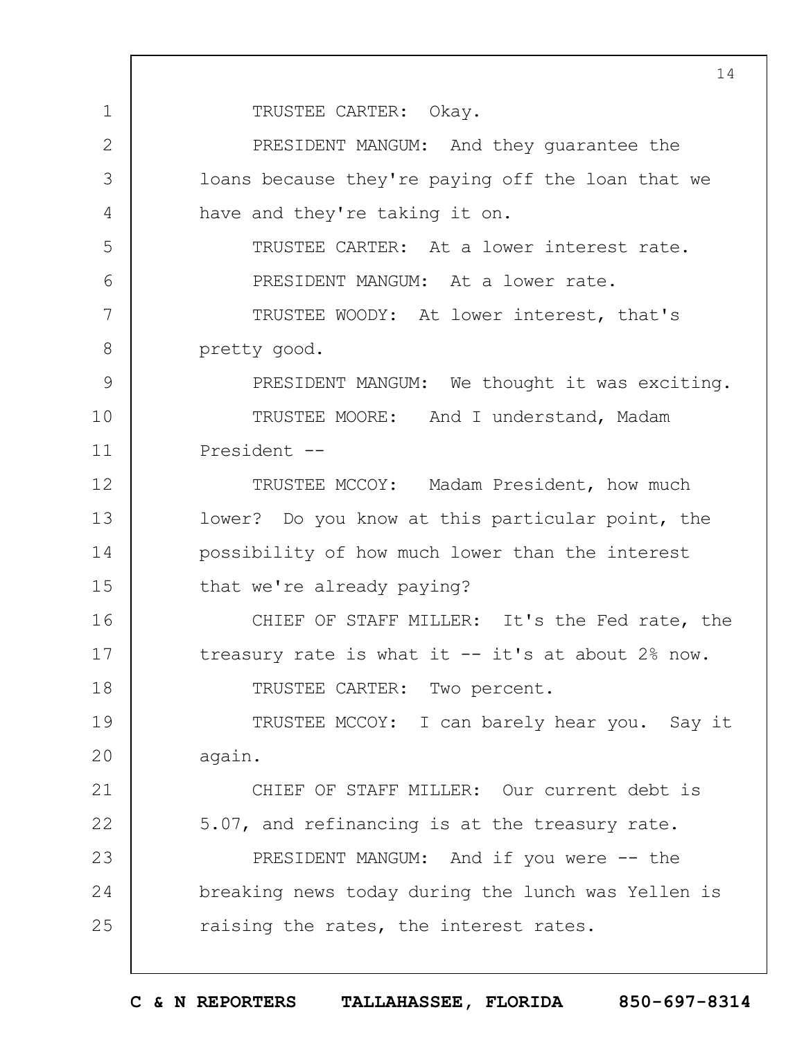TRUSTEE CARTER: Okay.

PRESIDENT MANGUM: And they guarantee the loans because they're paying off the loan that we have and they're taking it on.

TRUSTEE CARTER: At a lower interest rate.

PRESIDENT MANGUM: At a lower rate.

TRUSTEE WOODY: At lower interest, that's pretty good.

PRESIDENT MANGUM: We thought it was exciting.

TRUSTEE MOORE: And I understand, Madam President --

TRUSTEE MCCOY: Madam President, how much lower? Do you know at this particular point, the possibility of how much lower than the interest that we're already paying?

CHIEF OF STAFF MILLER: It's the Fed rate, the treasury rate is what it -- it's at about 2% now.

TRUSTEE CARTER: Two percent.

TRUSTEE MCCOY: I can barely hear you. Say it again.

CHIEF OF STAFF MILLER: Our current debt is 5.07, and refinancing is at the treasury rate.

PRESIDENT MANGUM: And if you were -- the breaking news today during the lunch was Yellen is raising the rates, the interest rates.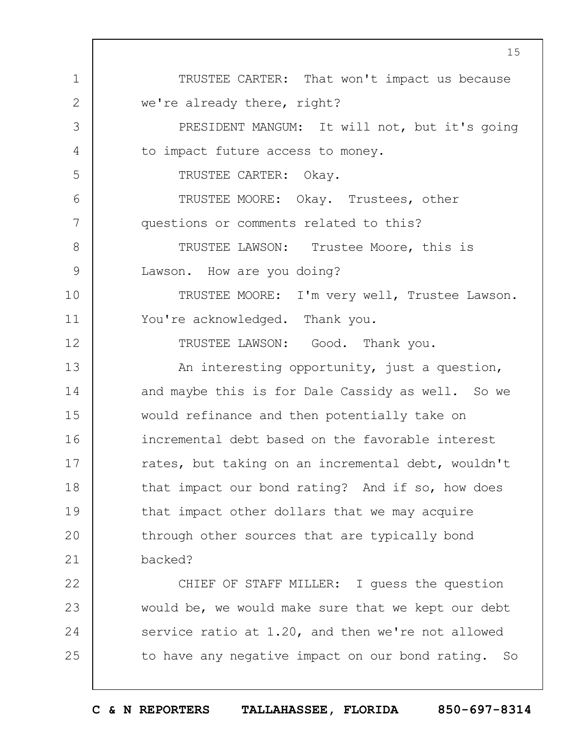TRUSTEE CARTER: That won't impact us because we're already there, right?

PRESIDENT MANGUM: It will not, but it's going to impact future access to money.

TRUSTEE CARTER: Okay.

TRUSTEE MOORE: Okay. Trustees, other questions or comments related to this?

TRUSTEE LAWSON: Trustee Moore, this is Lawson. How are you doing?

TRUSTEE MOORE: I'm very well, Trustee Lawson. You're acknowledged. Thank you.

TRUSTEE LAWSON: Good. Thank you.

An interesting opportunity, just a question, and maybe this is for Dale Cassidy as well. So we would refinance and then potentially take on incremental debt based on the favorable interest rates, but taking on an incremental debt, wouldn't that impact our bond rating? And if so, how does that impact other dollars that we may acquire through other sources that are typically bond backed?

CHIEF OF STAFF MILLER: I guess the question would be, we would make sure that we kept our debt service ratio at 1.20, and then we're not allowed to have any negative impact on our bond rating. So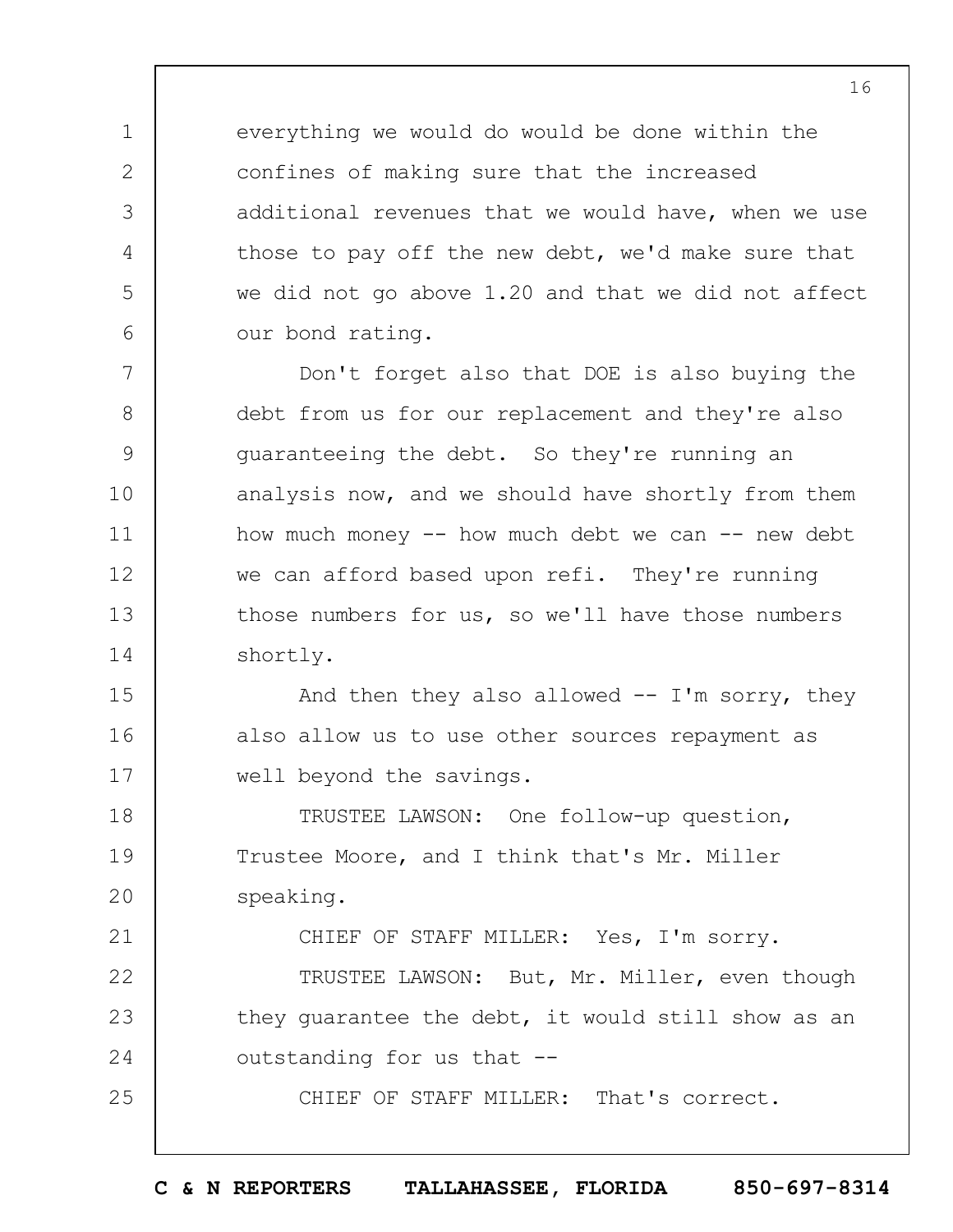everything we would do would be done within the confines of making sure that the increased additional revenues that we would have, when we use those to pay off the new debt, we'd make sure that we did not go above 1.20 and that we did not affect our bond rating.

Don't forget also that DOE is also buying the debt from us for our replacement and they're also guaranteeing the debt. So they're running an analysis now, and we should have shortly from them how much money -- how much debt we can -- new debt we can afford based upon refi. They're running those numbers for us, so we'll have those numbers shortly.

And then they also allowed -- I'm sorry, they also allow us to use other sources repayment as well beyond the savings.

TRUSTEE LAWSON: One follow-up question, Trustee Moore, and I think that's Mr. Miller speaking.

CHIEF OF STAFF MILLER: Yes, I'm sorry.

TRUSTEE LAWSON: But, Mr. Miller, even though they guarantee the debt, it would still show as an outstanding for us that --

CHIEF OF STAFF MILLER: That's correct.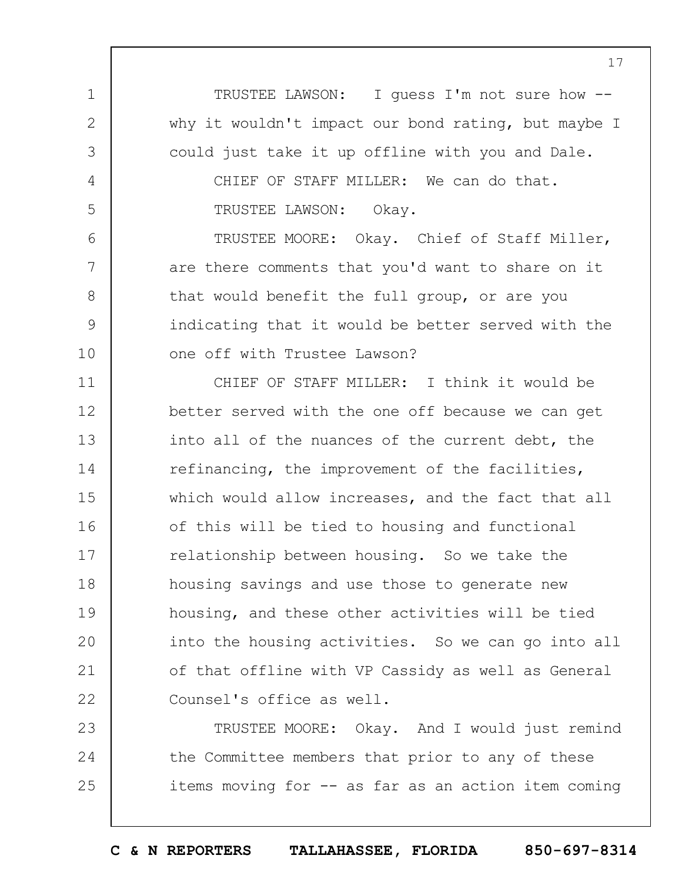TRUSTEE LAWSON: I guess I'm not sure how -- why it wouldn't impact our bond rating, but maybe I could just take it up offline with you and Dale.

CHIEF OF STAFF MILLER: We can do that.

TRUSTEE LAWSON: Okay.

TRUSTEE MOORE: Okay. Chief of Staff Miller, are there comments that you'd want to share on it that would benefit the full group, or are you indicating that it would be better served with the one off with Trustee Lawson?

CHIEF OF STAFF MILLER: I think it would be better served with the one off because we can get into all of the nuances of the current debt, the refinancing, the improvement of the facilities, which would allow increases, and the fact that all of this will be tied to housing and functional relationship between housing. So we take the housing savings and use those to generate new housing, and these other activities will be tied into the housing activities. So we can go into all of that offline with VP Cassidy as well as General Counsel's office as well.

TRUSTEE MOORE: Okay. And I would just remind the Committee members that prior to any of these items moving for -- as far as an action item coming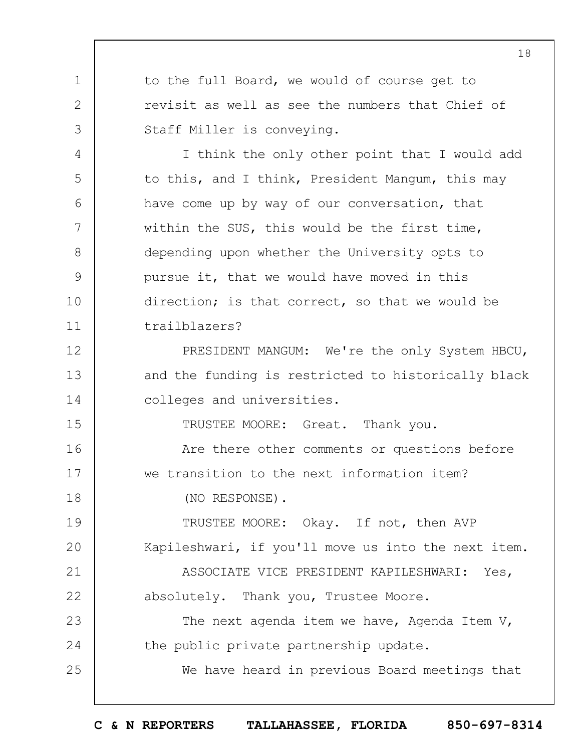to the full Board, we would of course get to revisit as well as see the numbers that Chief of Staff Miller is conveying.

I think the only other point that I would add to this, and I think, President Mangum, this may have come up by way of our conversation, that within the SUS, this would be the first time, depending upon whether the University opts to pursue it, that we would have moved in this direction; is that correct, so that we would be trailblazers?

PRESIDENT MANGUM: We're the only System HBCU, and the funding is restricted to historically black colleges and universities.

TRUSTEE MOORE: Great. Thank you.

Are there other comments or questions before we transition to the next information item?

(NO RESPONSE).

TRUSTEE MOORE: Okay. If not, then AVP Kapileshwari, if you'll move us into the next item.

ASSOCIATE VICE PRESIDENT KAPILESHWARI: Yes, absolutely. Thank you, Trustee Moore.

The next agenda item we have, Agenda Item V, the public private partnership update.

We have heard in previous Board meetings that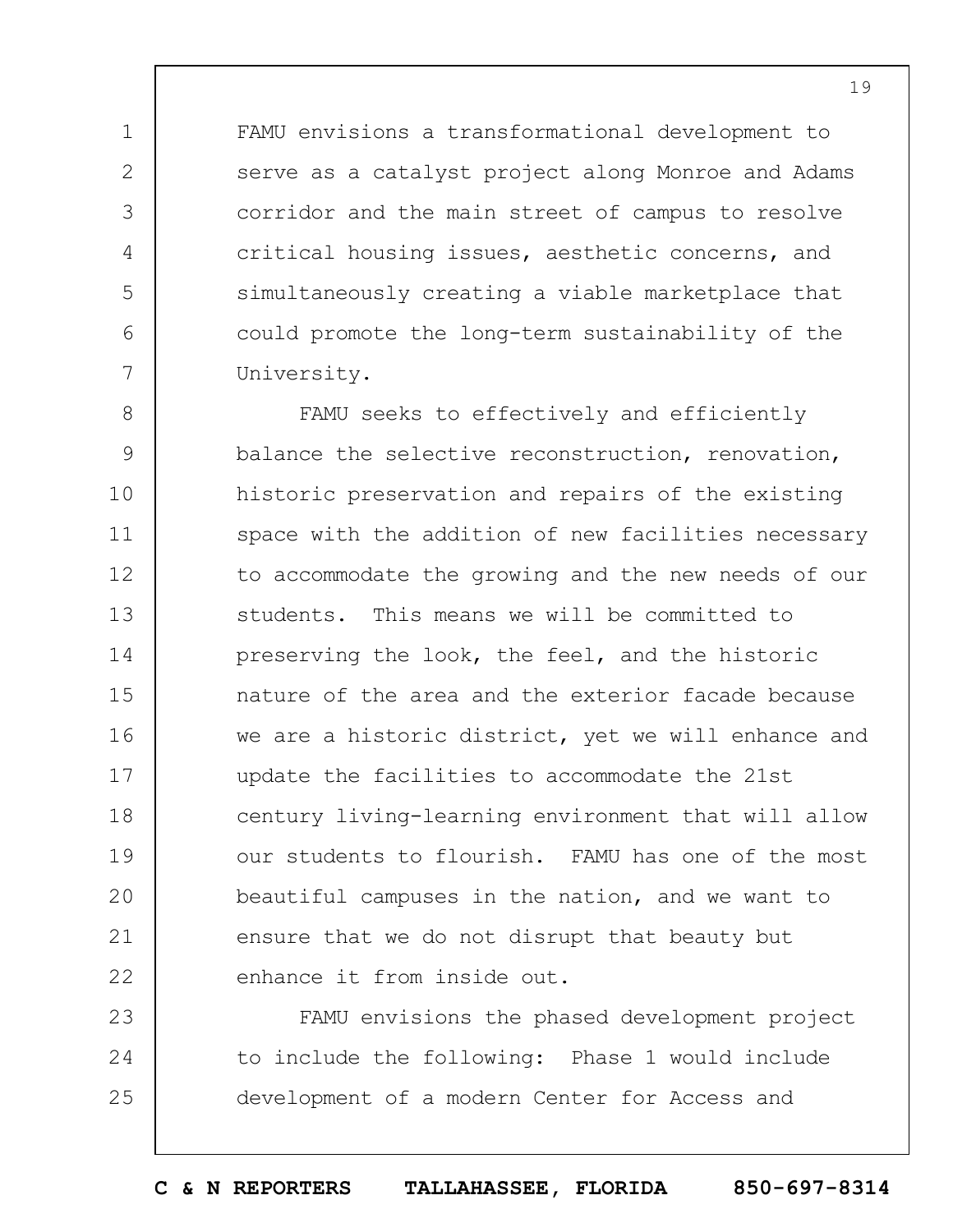FAMU envisions a transformational development to serve as a catalyst project along Monroe and Adams corridor and the main street of campus to resolve critical housing issues, aesthetic concerns, and simultaneously creating a viable marketplace that could promote the long-term sustainability of the University.

FAMU seeks to effectively and efficiently balance the selective reconstruction, renovation, historic preservation and repairs of the existing space with the addition of new facilities necessary to accommodate the growing and the new needs of our students. This means we will be committed to preserving the look, the feel, and the historic nature of the area and the exterior facade because we are a historic district, yet we will enhance and update the facilities to accommodate the 21st century living-learning environment that will allow our students to flourish. FAMU has one of the most beautiful campuses in the nation, and we want to ensure that we do not disrupt that beauty but enhance it from inside out.

FAMU envisions the phased development project to include the following: Phase 1 would include development of a modern Center for Access and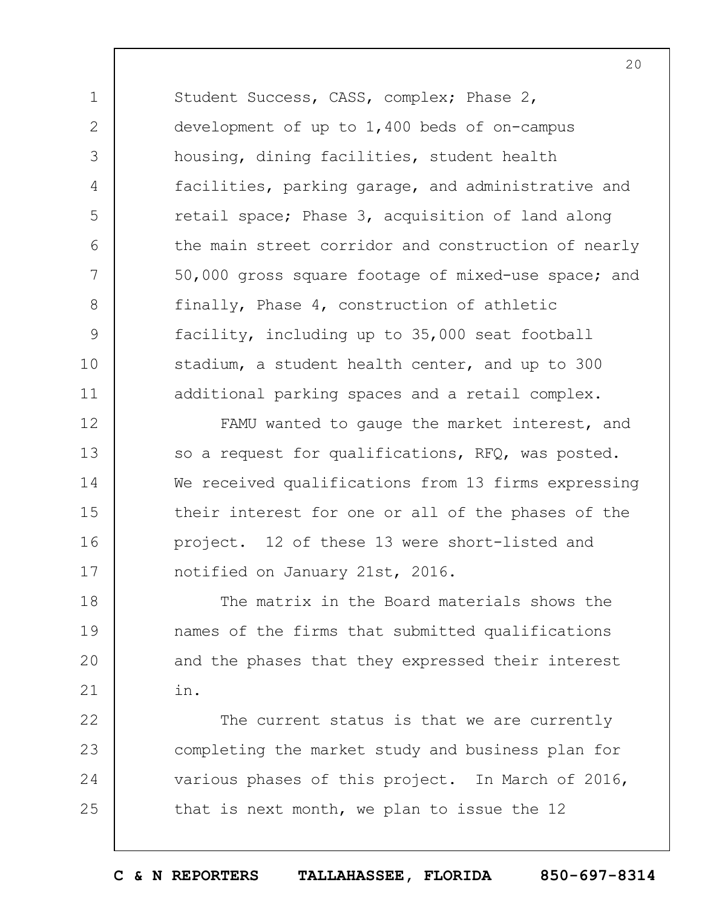Student Success, CASS, complex; Phase 2, development of up to 1,400 beds of on-campus housing, dining facilities, student health facilities, parking garage, and administrative and retail space; Phase 3, acquisition of land along the main street corridor and construction of nearly 50,000 gross square footage of mixed-use space; and finally, Phase 4, construction of athletic facility, including up to 35,000 seat football stadium, a student health center, and up to 300 additional parking spaces and a retail complex.

FAMU wanted to gauge the market interest, and so a request for qualifications, RFQ, was posted. We received qualifications from 13 firms expressing their interest for one or all of the phases of the project. 12 of these 13 were short-listed and notified on January 21st, 2016.

The matrix in the Board materials shows the names of the firms that submitted qualifications and the phases that they expressed their interest in.

The current status is that we are currently completing the market study and business plan for various phases of this project. In March of 2016, that is next month, we plan to issue the 12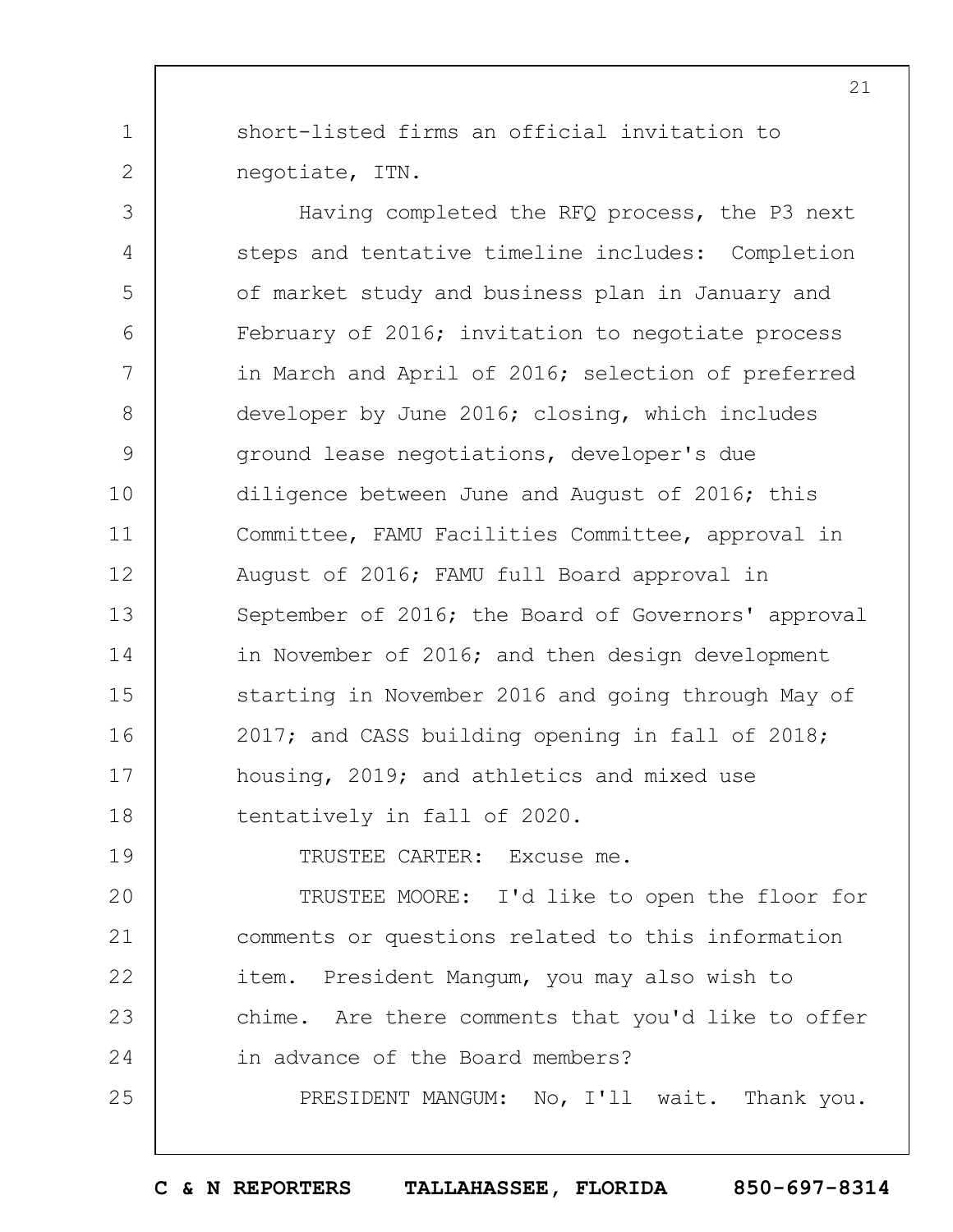short-listed firms an official invitation to negotiate, ITN.

Having completed the RFQ process, the P3 next steps and tentative timeline includes: Completion of market study and business plan in January and February of 2016; invitation to negotiate process in March and April of 2016; selection of preferred developer by June 2016; closing, which includes ground lease negotiations, developer's due diligence between June and August of 2016; this Committee, FAMU Facilities Committee, approval in August of 2016; FAMU full Board approval in September of 2016; the Board of Governors' approval in November of 2016; and then design development starting in November 2016 and going through May of 2017; and CASS building opening in fall of 2018; housing, 2019; and athletics and mixed use tentatively in fall of 2020.

TRUSTEE CARTER: Excuse me.

TRUSTEE MOORE: I'd like to open the floor for comments or questions related to this information item. President Mangum, you may also wish to chime. Are there comments that you'd like to offer in advance of the Board members?

PRESIDENT MANGUM: No, I'll wait. Thank you.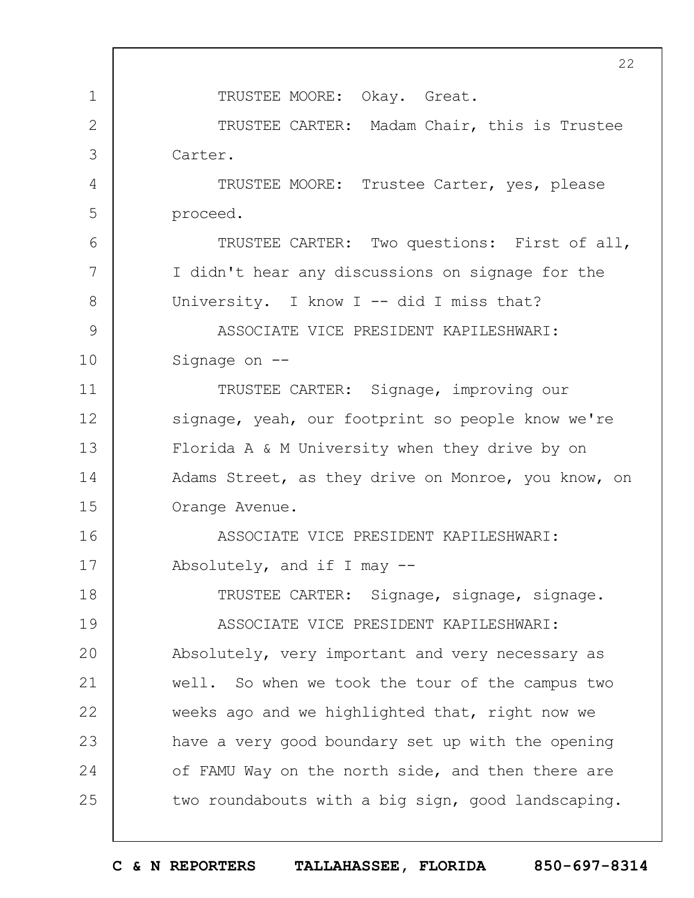TRUSTEE MOORE: Okay. Great.

TRUSTEE CARTER: Madam Chair, this is Trustee Carter.

TRUSTEE MOORE: Trustee Carter, yes, please proceed.

TRUSTEE CARTER: Two questions: First of all, I didn't hear any discussions on signage for the University. I know I -- did I miss that?

ASSOCIATE VICE PRESIDENT KAPILESHWARI: Signage on --

TRUSTEE CARTER: Signage, improving our signage, yeah, our footprint so people know we're Florida A & M University when they drive by on Adams Street, as they drive on Monroe, you know, on Orange Avenue.

ASSOCIATE VICE PRESIDENT KAPILESHWARI: Absolutely, and if I may --

TRUSTEE CARTER: Signage, signage, signage.

ASSOCIATE VICE PRESIDENT KAPILESHWARI: Absolutely, very important and very necessary as well. So when we took the tour of the campus two weeks ago and we highlighted that, right now we have a very good boundary set up with the opening of FAMU Way on the north side, and then there are two roundabouts with a big sign, good landscaping.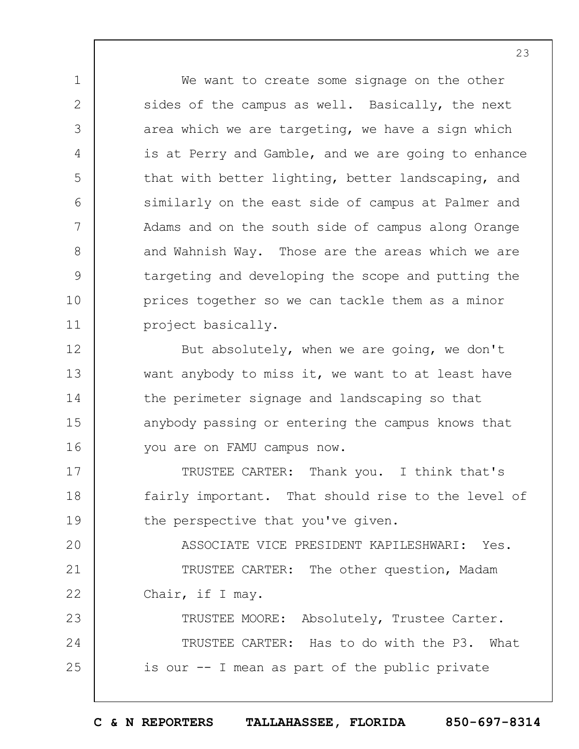We want to create some signage on the other sides of the campus as well. Basically, the next area which we are targeting, we have a sign which is at Perry and Gamble, and we are going to enhance that with better lighting, better landscaping, and similarly on the east side of campus at Palmer and Adams and on the south side of campus along Orange and Wahnish Way. Those are the areas which we are targeting and developing the scope and putting the prices together so we can tackle them as a minor project basically.

But absolutely, when we are going, we don't want anybody to miss it, we want to at least have the perimeter signage and landscaping so that anybody passing or entering the campus knows that you are on FAMU campus now.

TRUSTEE CARTER: Thank you. I think that's fairly important. That should rise to the level of the perspective that you've given.

ASSOCIATE VICE PRESIDENT KAPILESHWARI: Yes.

TRUSTEE CARTER: The other question, Madam Chair, if I may.

TRUSTEE MOORE: Absolutely, Trustee Carter.

TRUSTEE CARTER: Has to do with the P3. What is our -- I mean as part of the public private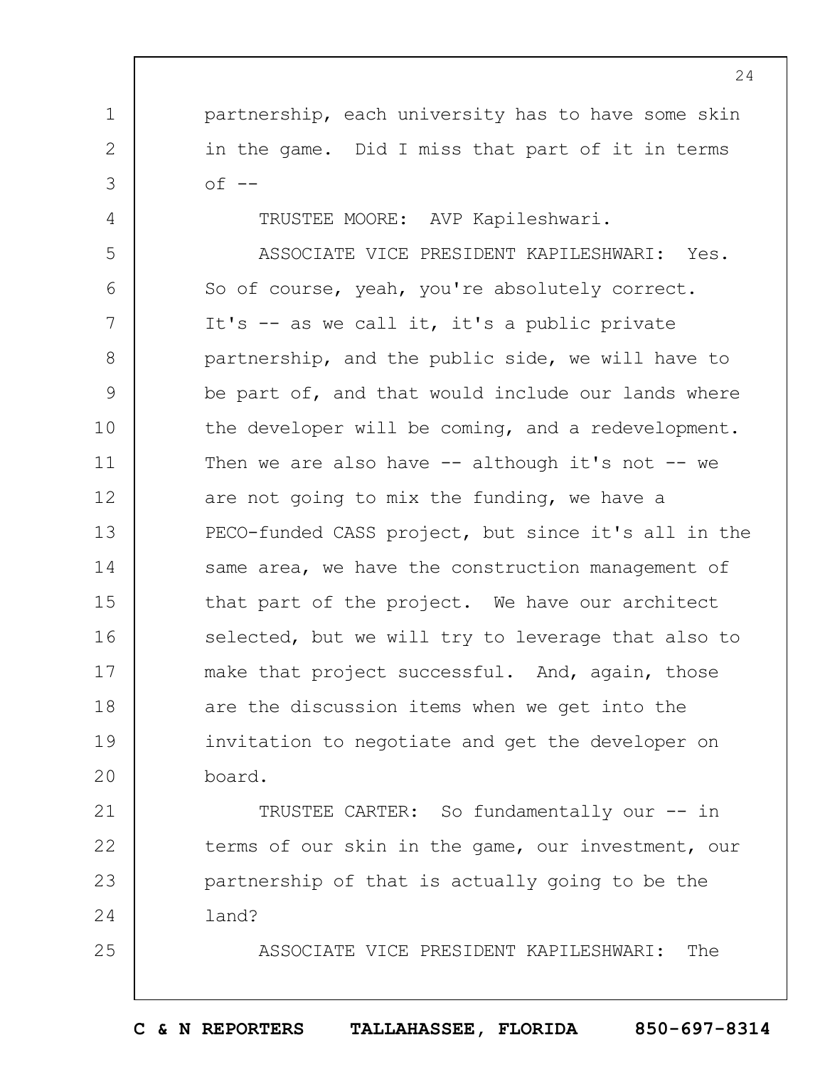partnership, each university has to have some skin in the game. Did I miss that part of it in terms of --

TRUSTEE MOORE: AVP Kapileshwari.

ASSOCIATE VICE PRESIDENT KAPILESHWARI: Yes. So of course, yeah, you're absolutely correct. It's -- as we call it, it's a public private partnership, and the public side, we will have to be part of, and that would include our lands where the developer will be coming, and a redevelopment. Then we are also have -- although it's not -- we are not going to mix the funding, we have a PECO-funded CASS project, but since it's all in the same area, we have the construction management of that part of the project. We have our architect selected, but we will try to leverage that also to make that project successful. And, again, those are the discussion items when we get into the invitation to negotiate and get the developer on board.

TRUSTEE CARTER: So fundamentally our -- in terms of our skin in the game, our investment, our partnership of that is actually going to be the land?

ASSOCIATE VICE PRESIDENT KAPILESHWARI: The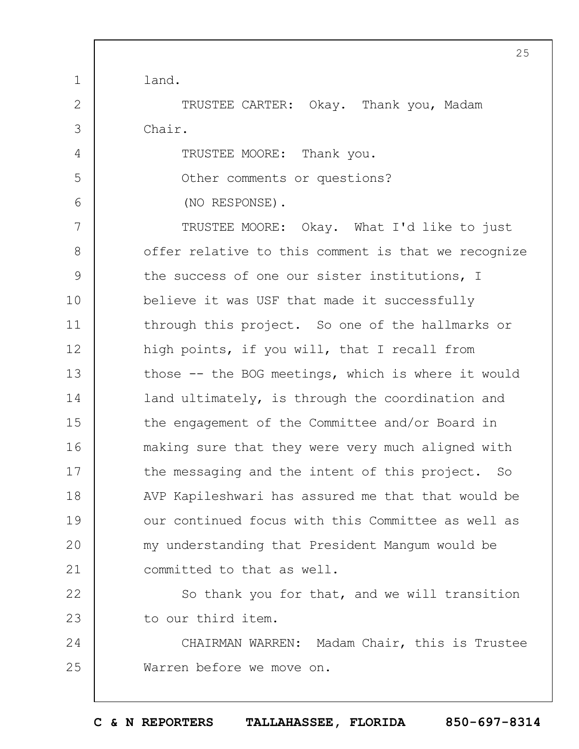land.

TRUSTEE CARTER: Okay. Thank you, Madam Chair.

TRUSTEE MOORE: Thank you.

Other comments or questions?

(NO RESPONSE).

TRUSTEE MOORE: Okay. What I'd like to just offer relative to this comment is that we recognize the success of one our sister institutions, I believe it was USF that made it successfully through this project. So one of the hallmarks or high points, if you will, that I recall from those -- the BOG meetings, which is where it would land ultimately, is through the coordination and the engagement of the Committee and/or Board in making sure that they were very much aligned with the messaging and the intent of this project. So AVP Kapileshwari has assured me that that would be our continued focus with this Committee as well as my understanding that President Mangum would be committed to that as well.

So thank you for that, and we will transition to our third item.

CHAIRMAN WARREN: Madam Chair, this is Trustee Warren before we move on.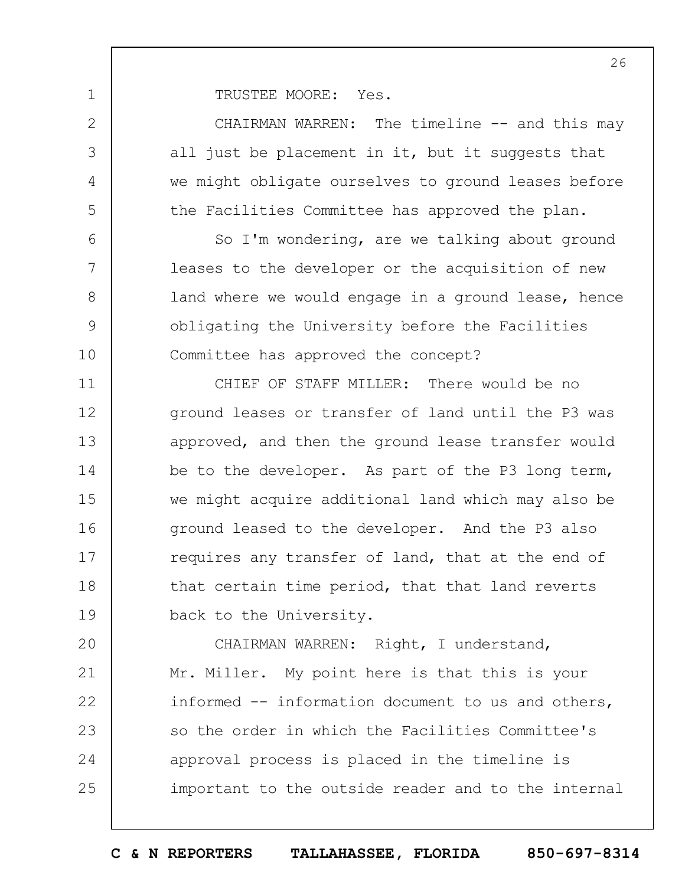TRUSTEE MOORE: Yes.

CHAIRMAN WARREN: The timeline -- and this may all just be placement in it, but it suggests that we might obligate ourselves to ground leases before the Facilities Committee has approved the plan.

So I'm wondering, are we talking about ground leases to the developer or the acquisition of new land where we would engage in a ground lease, hence obligating the University before the Facilities Committee has approved the concept?

CHIEF OF STAFF MILLER: There would be no ground leases or transfer of land until the P3 was approved, and then the ground lease transfer would be to the developer. As part of the P3 long term, we might acquire additional land which may also be ground leased to the developer. And the P3 also requires any transfer of land, that at the end of that certain time period, that that land reverts back to the University.

CHAIRMAN WARREN: Right, I understand, Mr. Miller. My point here is that this is your informed -- information document to us and others, so the order in which the Facilities Committee's approval process is placed in the timeline is important to the outside reader and to the internal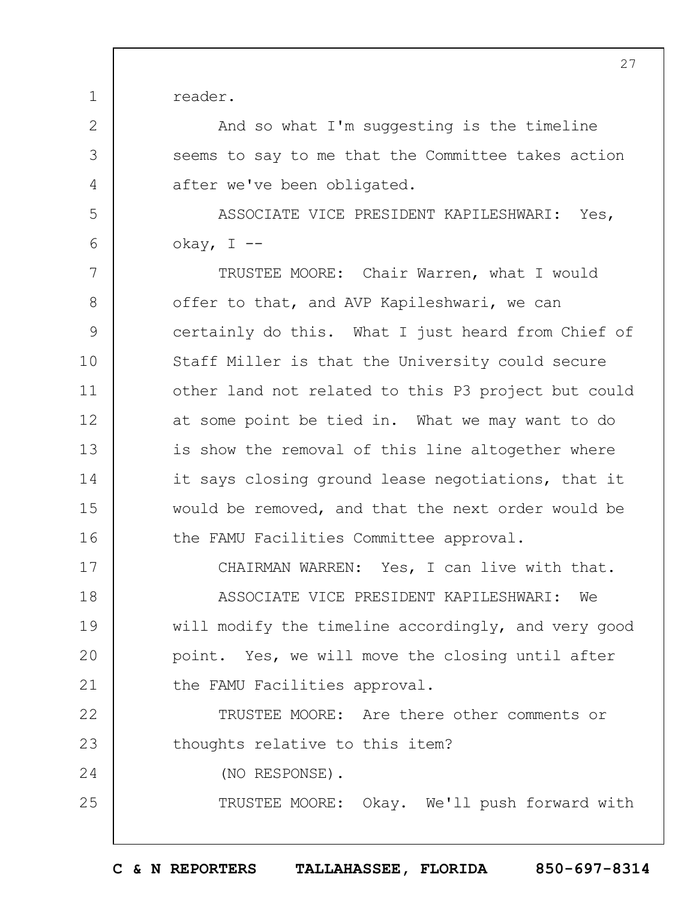reader.

And so what I'm suggesting is the timeline seems to say to me that the Committee takes action after we've been obligated.

ASSOCIATE VICE PRESIDENT KAPILESHWARI: Yes, okay, I --

TRUSTEE MOORE: Chair Warren, what I would offer to that, and AVP Kapileshwari, we can certainly do this. What I just heard from Chief of Staff Miller is that the University could secure other land not related to this P3 project but could at some point be tied in. What we may want to do is show the removal of this line altogether where it says closing ground lease negotiations, that it would be removed, and that the next order would be the FAMU Facilities Committee approval.

CHAIRMAN WARREN: Yes, I can live with that.

ASSOCIATE VICE PRESIDENT KAPILESHWARI: We will modify the timeline accordingly, and very good point. Yes, we will move the closing until after the FAMU Facilities approval.

TRUSTEE MOORE: Are there other comments or thoughts relative to this item?

(NO RESPONSE).

TRUSTEE MOORE: Okay. We'll push forward with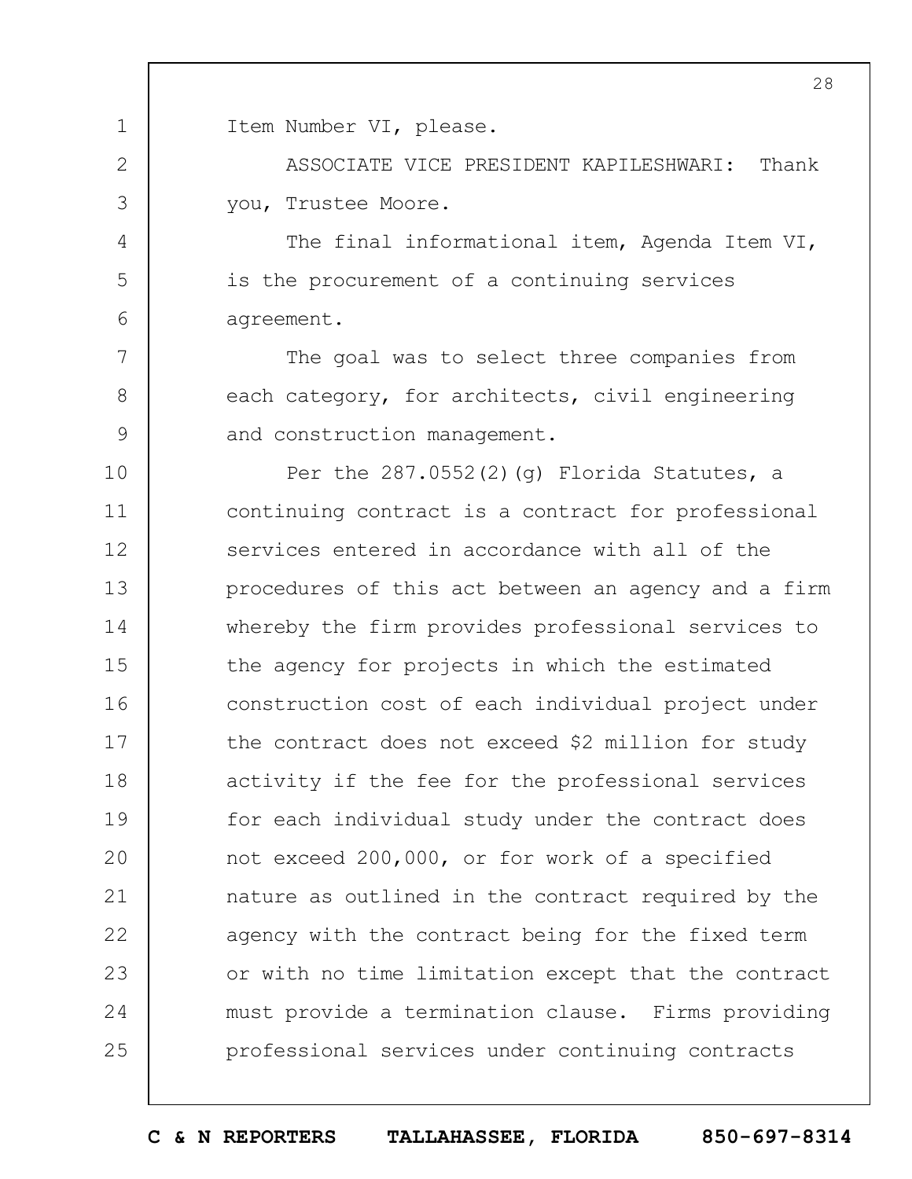Item Number VI, please.

ASSOCIATE VICE PRESIDENT KAPILESHWARI: Thank you, Trustee Moore.

The final informational item, Agenda Item VI, is the procurement of a continuing services agreement.

The goal was to select three companies from each category, for architects, civil engineering and construction management.

Per the 287.0552(2)(g) Florida Statutes, a continuing contract is a contract for professional services entered in accordance with all of the procedures of this act between an agency and a firm whereby the firm provides professional services to the agency for projects in which the estimated construction cost of each individual project under the contract does not exceed $2 million for study activity if the fee for the professional services for each individual study under the contract does not exceed 200,000, or for work of a specified nature as outlined in the contract required by the agency with the contract being for the fixed term or with no time limitation except that the contract must provide a termination clause. Firms providing professional services under continuing contracts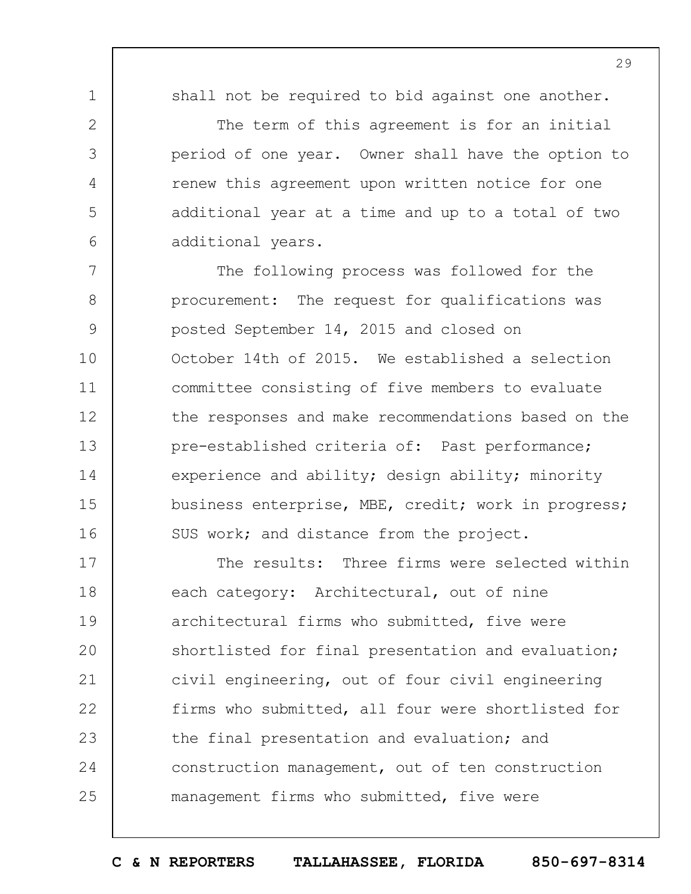shall not be required to bid against one another.

The term of this agreement is for an initial period of one year. Owner shall have the option to renew this agreement upon written notice for one additional year at a time and up to a total of two additional years.

The following process was followed for the procurement: The request for qualifications was posted September 14, 2015 and closed on October 14th of 2015. We established a selection committee consisting of five members to evaluate the responses and make recommendations based on the pre-established criteria of: Past performance; experience and ability; design ability; minority business enterprise, MBE, credit; work in progress; SUS work; and distance from the project.

The results: Three firms were selected within each category: Architectural, out of nine architectural firms who submitted, five were shortlisted for final presentation and evaluation; civil engineering, out of four civil engineering firms who submitted, all four were shortlisted for the final presentation and evaluation; and construction management, out of ten construction management firms who submitted, five were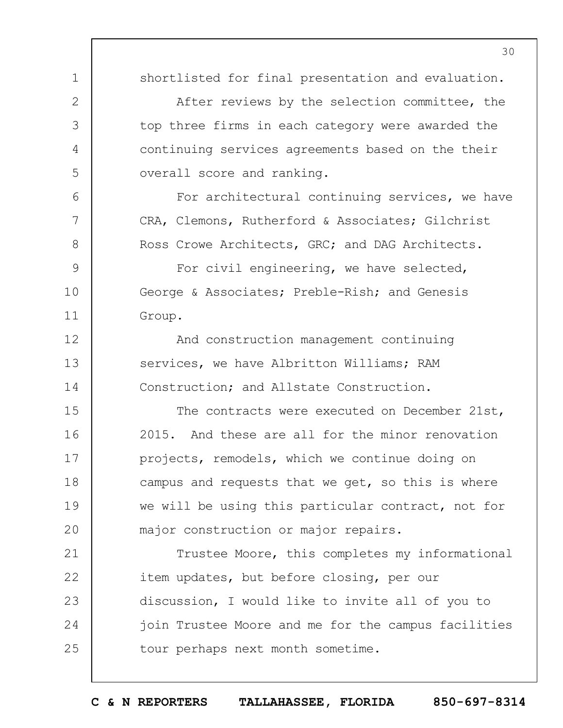shortlisted for final presentation and evaluation.

After reviews by the selection committee, the top three firms in each category were awarded the continuing services agreements based on the their overall score and ranking.

For architectural continuing services, we have CRA, Clemons, Rutherford & Associates; Gilchrist Ross Crowe Architects, GRC; and DAG Architects.

For civil engineering, we have selected, George & Associates; Preble-Rish; and Genesis Group.

And construction management continuing services, we have Albritton Williams; RAM Construction; and Allstate Construction.

The contracts were executed on December 21st, 2015. And these are all for the minor renovation projects, remodels, which we continue doing on campus and requests that we get, so this is where we will be using this particular contract, not for major construction or major repairs.

Trustee Moore, this completes my informational item updates, but before closing, per our discussion, I would like to invite all of you to join Trustee Moore and me for the campus facilities tour perhaps next month sometime.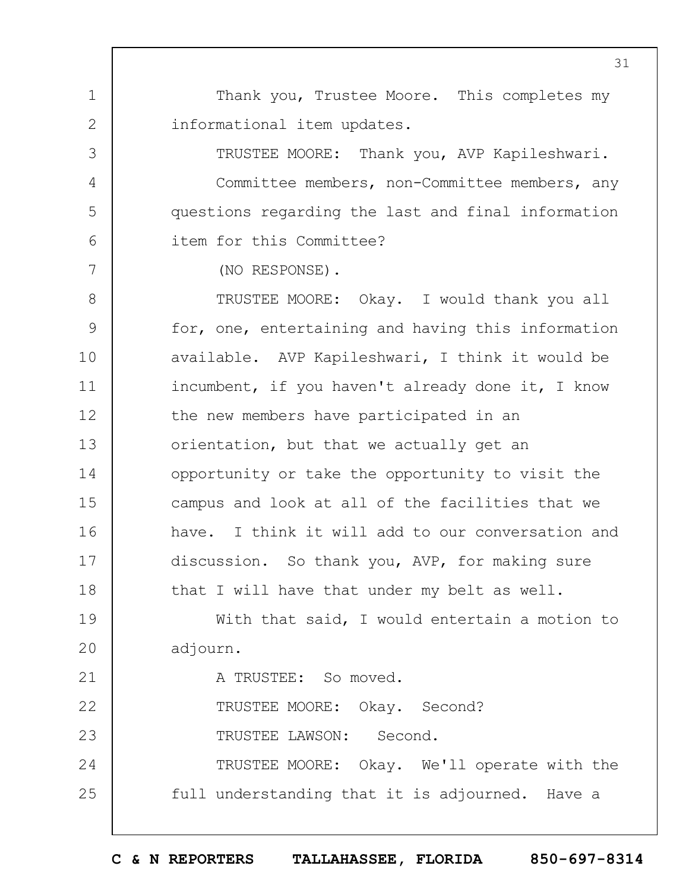Thank you, Trustee Moore. This completes my informational item updates.

TRUSTEE MOORE: Thank you, AVP Kapileshwari.

Committee members, non-Committee members, any questions regarding the last and final information item for this Committee?

(NO RESPONSE).

TRUSTEE MOORE: Okay. I would thank you all for, one, entertaining and having this information available. AVP Kapileshwari, I think it would be incumbent, if you haven't already done it, I know the new members have participated in an orientation, but that we actually get an opportunity or take the opportunity to visit the campus and look at all of the facilities that we have. I think it will add to our conversation and discussion. So thank you, AVP, for making sure that I will have that under my belt as well.

With that said, I would entertain a motion to adjourn.

A TRUSTEE: So moved.

TRUSTEE MOORE: Okay. Second?

TRUSTEE LAWSON: Second.

TRUSTEE MOORE: Okay. We'll operate with the full understanding that it is adjourned. Have a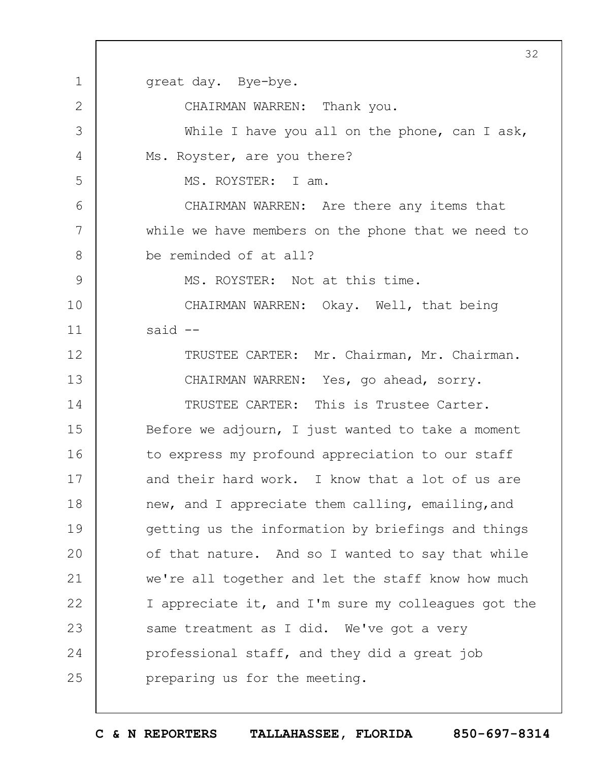great day. Bye-bye.

CHAIRMAN WARREN: Thank you.

While I have you all on the phone, can I ask, Ms. Royster, are you there?

MS. ROYSTER: I am.

CHAIRMAN WARREN: Are there any items that while we have members on the phone that we need to be reminded of at all?

MS. ROYSTER: Not at this time.

CHAIRMAN WARREN: Okay. Well, that being said --

TRUSTEE CARTER: Mr. Chairman, Mr. Chairman.

CHAIRMAN WARREN: Yes, go ahead, sorry.

TRUSTEE CARTER: This is Trustee Carter. Before we adjourn, I just wanted to take a moment to express my profound appreciation to our staff and their hard work. I know that a lot of us are new, and I appreciate them calling, emailing,and getting us the information by briefings and things of that nature. And so I wanted to say that while we're all together and let the staff know how much I appreciate it, and I'm sure my colleagues got the same treatment as I did. We've got a very professional staff, and they did a great job preparing us for the meeting.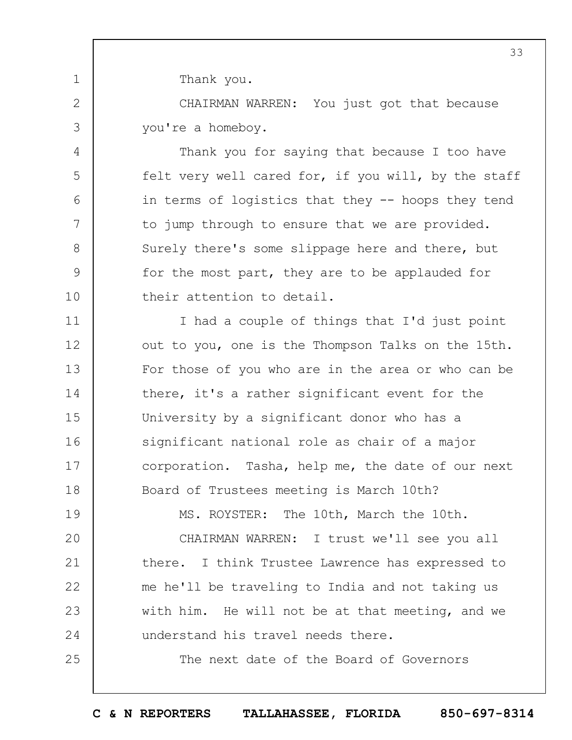Thank you.

CHAIRMAN WARREN: You just got that because you're a homeboy.

Thank you for saying that because I too have felt very well cared for, if you will, by the staff in terms of logistics that they -- hoops they tend to jump through to ensure that we are provided. Surely there's some slippage here and there, but for the most part, they are to be applauded for their attention to detail.

I had a couple of things that I'd just point out to you, one is the Thompson Talks on the 15th. For those of you who are in the area or who can be there, it's a rather significant event for the University by a significant donor who has a significant national role as chair of a major corporation. Tasha, help me, the date of our next Board of Trustees meeting is March 10th?

MS. ROYSTER: The 10th, March the 10th.

CHAIRMAN WARREN: I trust we'll see you all there. I think Trustee Lawrence has expressed to me he'll be traveling to India and not taking us with him. He will not be at that meeting, and we understand his travel needs there.

The next date of the Board of Governors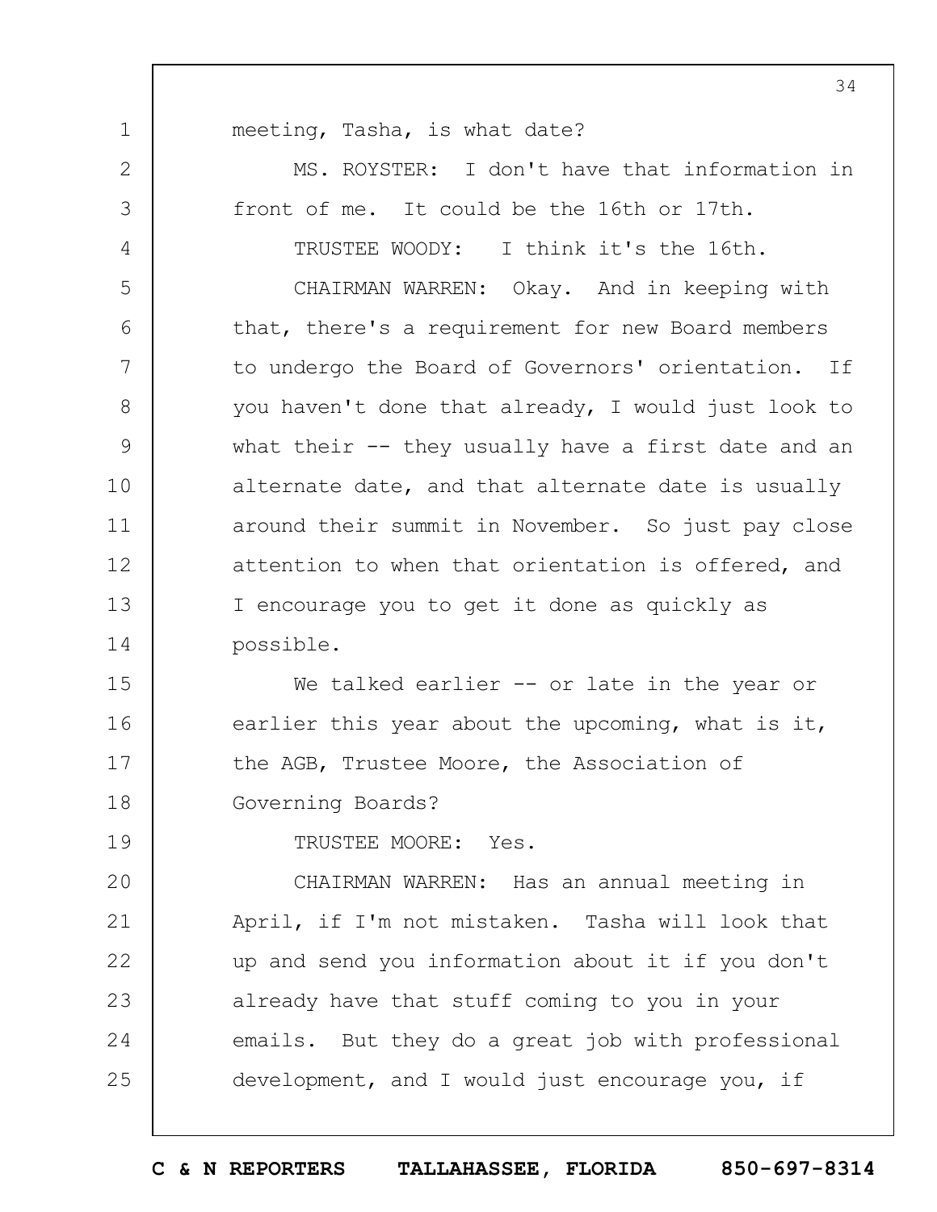meeting, Tasha, is what date?

MS. ROYSTER: I don't have that information in front of me. It could be the 16th or 17th.

TRUSTEE WOODY: I think it's the 16th.

CHAIRMAN WARREN: Okay. And in keeping with that, there's a requirement for new Board members to undergo the Board of Governors' orientation. If you haven't done that already, I would just look to what their -- they usually have a first date and an alternate date, and that alternate date is usually around their summit in November. So just pay close attention to when that orientation is offered, and I encourage you to get it done as quickly as possible.

We talked earlier -- or late in the year or earlier this year about the upcoming, what is it, the AGB, Trustee Moore, the Association of Governing Boards?

TRUSTEE MOORE: Yes.

CHAIRMAN WARREN: Has an annual meeting in April, if I'm not mistaken. Tasha will look that up and send you information about it if you don't already have that stuff coming to you in your emails. But they do a great job with professional development, and I would just encourage you, if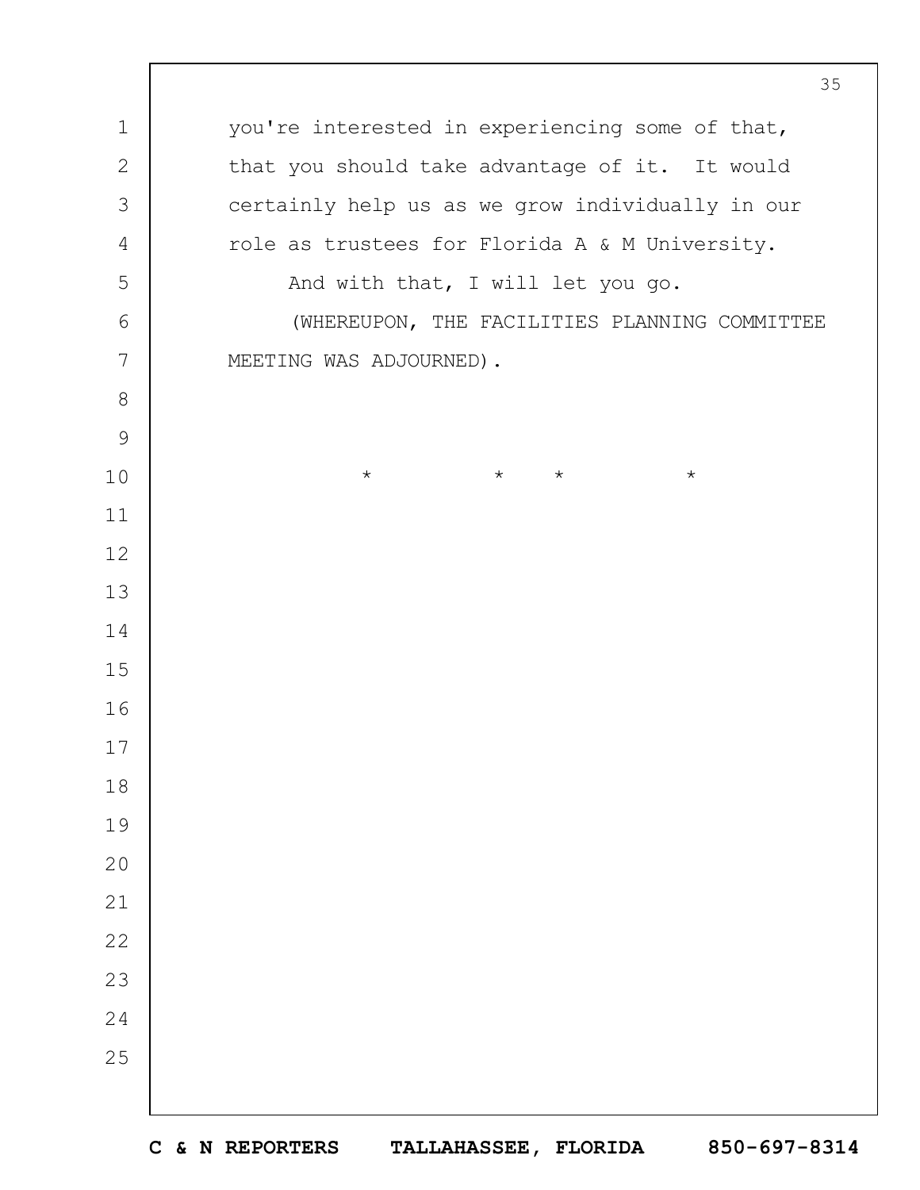you're interested in experiencing some of that, that you should take advantage of it. It would certainly help us as we grow individually in our role as trustees for Florida A & M University.

And with that, I will let you go.

(WHEREUPON, THE FACILITIES PLANNING COMMITTEE MEETING WAS ADJOURNED).

\*   \*   \*   \*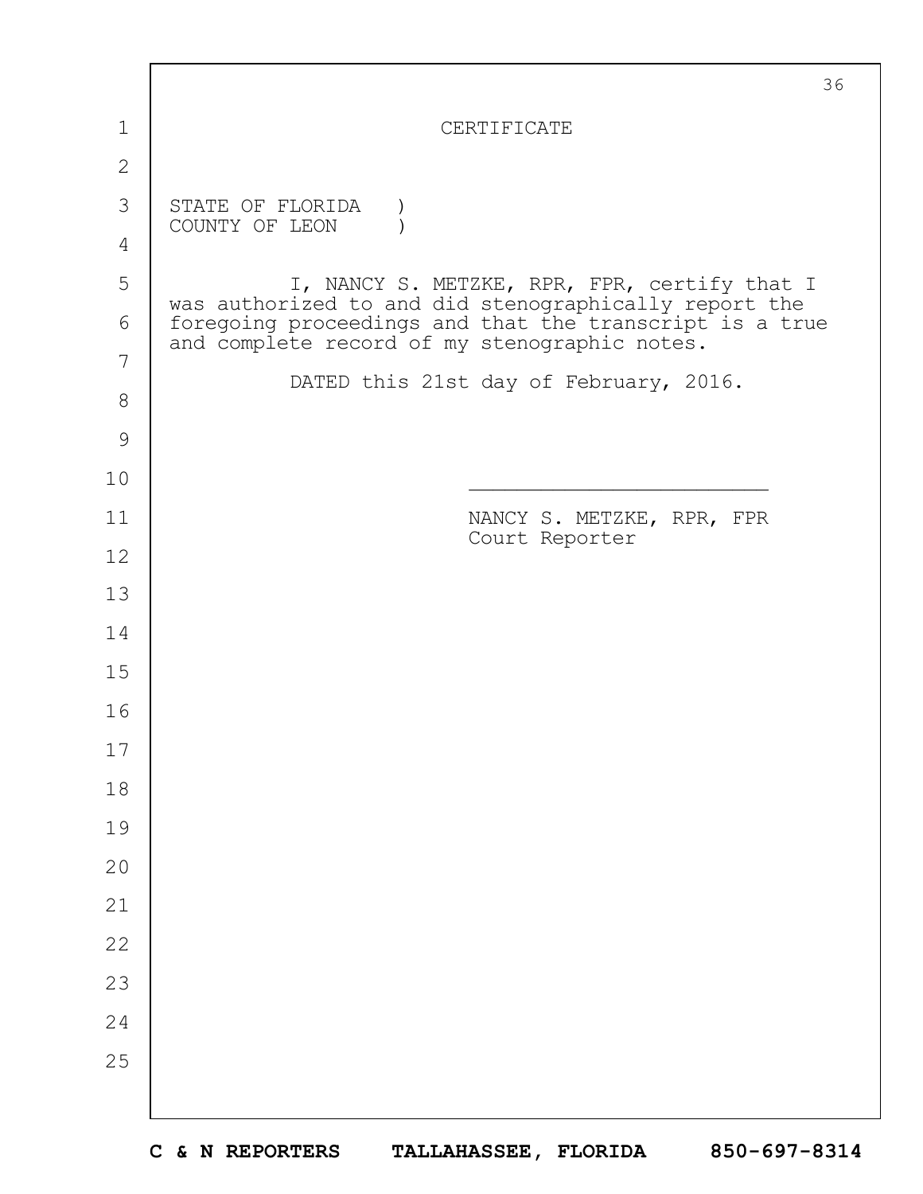# CERTIFICATE

STATE OF FLORIDA )
COUNTY OF LEON )

I, NANCY S. METZKE, RPR, FPR, certify that I was authorized to and did stenographically report the foregoing proceedings and that the transcript is a true and complete record of my stenographic notes.

DATED this 21st day of February, 2016.

______________________

NANCY S. METZKE, RPR, FPR
Court Reporter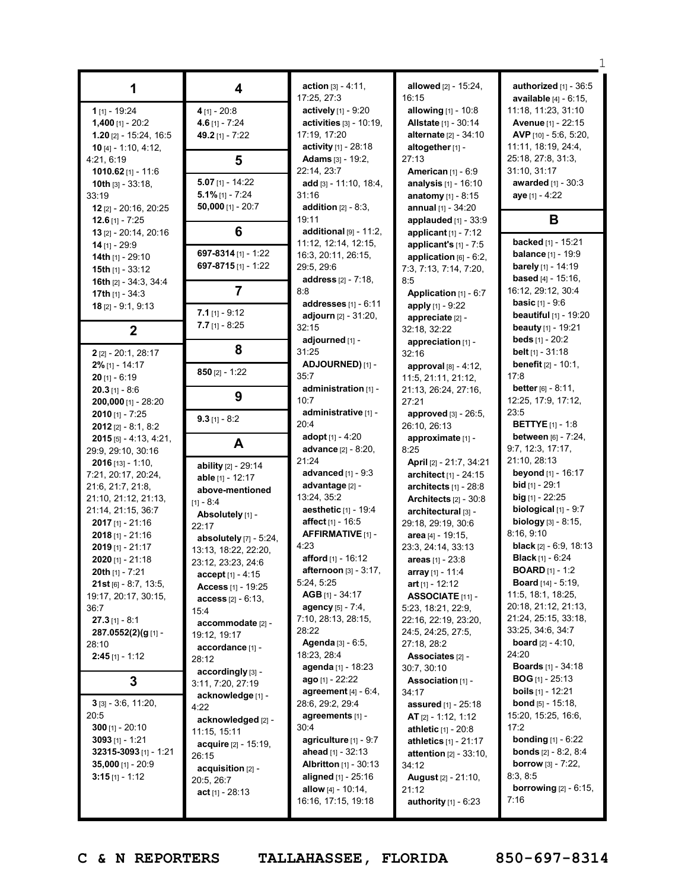## 1

**1** [1] - 19:24
**1,400** [1] - 20:2
**1.20** [2] - 15:24, 16:5
**10** [4] - 1:10, 4:12, 4:21, 6:19
**1010.62** [1] - 11:6
**10th** [3] - 33:18, 33:19
**12** [2] - 20:16, 20:25
**12.6** [1] - 7:25
**13** [2] - 20:14, 20:16
**14** [1] - 29:9
**14th** [1] - 29:10
**15th** [1] - 33:12
**16th** [2] - 34:3, 34:4
**17th** [1] - 34:3
**18** [2] - 9:1, 9:13

## 2

**2** [2] - 20:1, 28:17
**2%** [1] - 14:17
**20** [1] - 6:19
**20.3** [1] - 8:6
**200,000** [1] - 28:20
**2010** [1] - 7:25
**2012** [2] - 8:1, 8:2
**2015** [5] - 4:13, 4:21, 29:9, 29:10, 30:16
**2016** [13] - 1:10, 7:21, 20:17, 20:24, 21:6, 21:7, 21:8, 21:10, 21:12, 21:13, 21:14, 21:15, 36:7
**2017** [1] - 21:16
**2018** [1] - 21:16
**2019** [1] - 21:17
**2020** [1] - 21:18
**20th** [1] - 7:21
**21st** [6] - 8:7, 13:5, 19:17, 20:17, 30:15, 36:7
**27.3** [1] - 8:1
**287.0552(2)(g** [1] - 28:10
**2:45** [1] - 1:12

## 3

**3** [3] - 3:6, 11:20, 20:5
**300** [1] - 20:10
**3093** [1] - 1:21
**32315-3093** [1] - 1:21
**35,000** [1] - 20:9
**3:15** [1] - 1:12

## 4

**4** [1] - 20:8
**4.6** [1] - 7:24
**49.2** [1] - 7:22

## 5

**5.07** [1] - 14:22
**5.1%** [1] - 7:24
**50,000** [1] - 20:7

## 6

**697-8314** [1] - 1:22
**697-8715** [1] - 1:22

## 7

**7.1** [1] - 9:12
**7.7** [1] - 8:25

## 8

**850** [2] - 1:22

## 9

**9.3** [1] - 8:2

## A

**ability** [2] - 29:14
**able** [1] - 12:17
**above-mentioned** [1] - 8:4
**Absolutely** [1] - 22:17
**absolutely** [7] - 5:24, 13:13, 18:22, 20:22, 23:12, 23:23, 24:6
**accept** [1] - 4:15
**Access** [1] - 19:25
**access** [2] - 6:13, 15:4
**accommodate** [2] - 19:12, 19:17
**accordance** [1] - 28:12
**accordingly** [3] - 3:11, 7:20, 27:19
**acknowledge** [1] - 4:22
**acknowledged** [2] - 11:15, 15:11
**acquire** [2] - 15:19, 26:15
**acquisition** [2] - 20:5, 26:7
**act** [1] - 28:13
**action** [3] - 4:11, 17:25, 27:3
**actively** [1] - 9:20
**activities** [3] - 10:19, 17:19, 17:20
**activity** [1] - 28:18
**Adams** [3] - 19:2, 22:14, 23:7
**add** [3] - 11:10, 18:4, 31:16
**addition** [2] - 8:3, 19:11
**additional** [9] - 11:2, 11:12, 12:14, 12:15, 16:3, 20:11, 26:15, 29:5, 29:6
**address** [2] - 7:18, 8:8
**addresses** [1] - 6:11
**adjourn** [2] - 31:20, 32:15
**adjourned** [1] - 31:25
**ADJOURNED)** [1] - 35:7
**administration** [1] - 10:7
**administrative** [1] - 20:4
**adopt** [1] - 4:20
**advance** [2] - 8:20, 21:24
**advanced** [1] - 9:3
**advantage** [2] - 13:24, 35:2
**aesthetic** [1] - 19:4
**affect** [1] - 16:5
**AFFIRMATIVE** [1] - 4:23
**afford** [1] - 16:12
**afternoon** [3] - 3:17, 5:24, 5:25
**AGB** [1] - 34:17
**agency** [5] - 7:4, 7:10, 28:13, 28:15, 28:22
**Agenda** [3] - 6:5, 18:23, 28:4
**agenda** [1] - 18:23
**ago** [1] - 22:22
**agreement** [4] - 6:4, 28:6, 29:2, 29:4
**agreements** [1] - 30:4
**agriculture** [1] - 9:7
**ahead** [1] - 32:13
**Albritton** [1] - 30:13
**aligned** [1] - 25:16
**allow** [4] - 10:14, 16:16, 17:15, 19:18
**allowed** [2] - 15:24, 16:15
**allowing** [1] - 10:8
**Allstate** [1] - 30:14
**alternate** [2] - 34:10
**altogether** [1] - 27:13
**American** [1] - 6:9
**analysis** [1] - 16:10
**anatomy** [1] - 8:15
**annual** [1] - 34:20
**applauded** [1] - 33:9
**applicant** [1] - 7:12
**applicant's** [1] - 7:5
**application** [6] - 6:2, 7:3, 7:13, 7:14, 7:20, 8:5
**Application** [1] - 6:7
**apply** [1] - 9:22
**appreciate** [2] - 32:18, 32:22
**appreciation** [1] - 32:16
**approval** [8] - 4:12, 11:5, 21:11, 21:12, 21:13, 26:24, 27:16, 27:21
**approved** [3] - 26:5, 26:10, 26:13
**approximate** [1] - 8:25
**April** [2] - 21:7, 34:21
**architect** [1] - 24:15
**architects** [1] - 28:8
**Architects** [2] - 30:8
**architectural** [3] - 29:18, 29:19, 30:6
**area** [4] - 19:15, 23:3, 24:14, 33:13
**areas** [1] - 23:8
**array** [1] - 11:4
**art** [1] - 12:12
**ASSOCIATE** [11] - 5:23, 18:21, 22:9, 22:16, 22:19, 23:20, 24:5, 24:25, 27:5, 27:18, 28:2
**Associates** [2] - 30:7, 30:10
**Association** [1] - 34:17
**assured** [1] - 25:18
**AT** [2] - 1:12, 1:12
**athletic** [1] - 20:8
**athletics** [1] - 21:17
**attention** [2] - 33:10, 34:12
**August** [2] - 21:10, 21:12
**authority** [1] - 6:23
**authorized** [1] - 36:5
**available** [4] - 6:15, 11:18, 11:23, 31:10
**Avenue** [1] - 22:15
**AVP** [10] - 5:6, 5:20, 11:11, 18:19, 24:4, 25:18, 27:8, 31:3, 31:10, 31:17
**awarded** [1] - 30:3
**aye** [1] - 4:22

## B

**backed** [1] - 15:21
**balance** [1] - 19:9
**barely** [1] - 14:19
**based** [4] - 15:16, 16:12, 29:12, 30:4
**basic** [1] - 9:6
**beautiful** [1] - 19:20
**beauty** [1] - 19:21
**beds** [1] - 20:2
**belt** [1] - 31:18
**benefit** [2] - 10:1, 17:8
**better** [6] - 8:11, 12:25, 17:9, 17:12, 23:5
**BETTYE** [1] - 1:8
**between** [6] - 7:24, 9:7, 12:3, 17:17, 21:10, 28:13
**beyond** [1] - 16:17
**bid** [1] - 29:1
**big** [1] - 22:25
**biological** [1] - 9:7
**biology** [3] - 8:15, 8:16, 9:10
**black** [2] - 6:9, 18:13
**Black** [1] - 6:24
**BOARD** [1] - 1:2
**Board** [14] - 5:19, 11:5, 18:1, 18:25, 20:18, 21:12, 21:13, 21:24, 25:15, 33:18, 33:25, 34:6, 34:7
**board** [2] - 4:10, 24:20
**Boards** [1] - 34:18
**BOG** [1] - 25:13
**boils** [1] - 12:21
**bond** [5] - 15:18, 15:20, 15:25, 16:6, 17:2
**bonding** [1] - 6:22
**bonds** [2] - 8:2, 8:4
**borrow** [3] - 7:22, 8:3, 8:5
**borrowing** [2] - 6:15, 7:16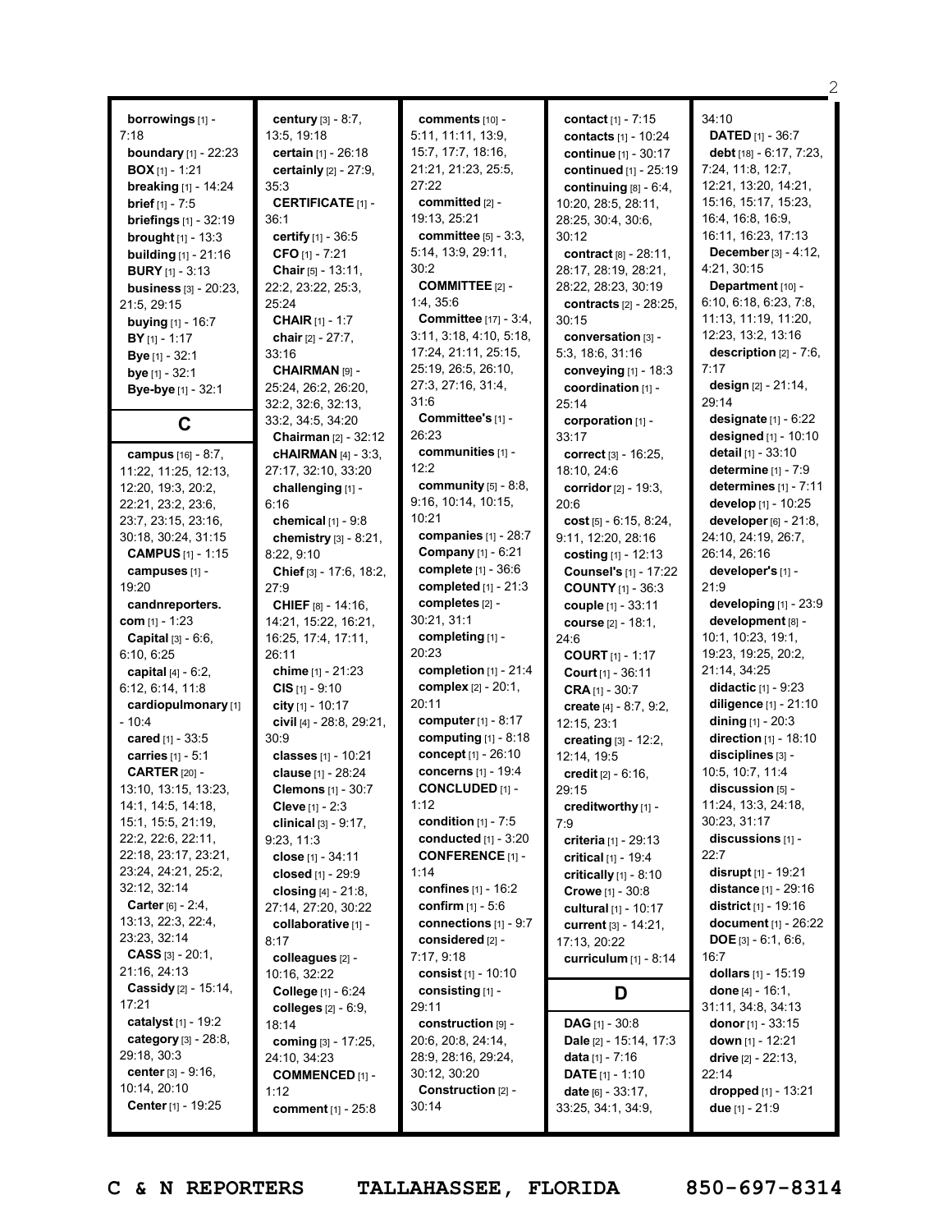**borrowings** [1] - 7:18
**boundary** [1] - 22:23
**BOX** [1] - 1:21
**breaking** [1] - 14:24
**brief** [1] - 7:5
**briefings** [1] - 32:19
**brought** [1] - 13:3
**building** [1] - 21:16
**BURY** [1] - 3:13
**business** [3] - 20:23, 21:5, 29:15
**buying** [1] - 16:7
**BY** [1] - 1:17
**Bye** [1] - 32:1
**bye** [1] - 32:1
**Bye-bye** [1] - 32:1

## C

**campus** [16] - 8:7, 11:22, 11:25, 12:13, 12:20, 19:3, 20:2, 22:21, 23:2, 23:6, 23:7, 23:15, 23:16, 30:18, 30:24, 31:15
**CAMPUS** [1] - 1:15
**campuses** [1] - 19:20
**candnreporters.com** [1] - 1:23
**Capital** [3] - 6:6, 6:10, 6:25
**capital** [4] - 6:2, 6:12, 6:14, 11:8
**cardiopulmonary** [1] - 10:4
**cared** [1] - 33:5
**carries** [1] - 5:1
**CARTER** [20] - 13:10, 13:15, 13:23, 14:1, 14:5, 14:18, 15:1, 15:5, 21:19, 22:2, 22:6, 22:11, 22:18, 23:17, 23:21, 23:24, 24:21, 25:2, 32:12, 32:14
**Carter** [6] - 2:4, 13:13, 22:3, 22:4, 23:23, 32:14
**CASS** [3] - 20:1, 21:16, 24:13
**Cassidy** [2] - 15:14, 17:21
**catalyst** [1] - 19:2
**category** [3] - 28:8, 29:18, 30:3
**center** [3] - 9:16, 10:14, 20:10
**Center** [1] - 19:25
**century** [3] - 8:7, 13:5, 19:18
**certain** [1] - 26:18
**certainly** [2] - 27:9, 35:3
**CERTIFICATE** [1] - 36:1
**certify** [1] - 36:5
**CFO** [1] - 7:21
**Chair** [5] - 13:11, 22:2, 23:22, 25:3, 25:24
**CHAIR** [1] - 1:7
**chair** [2] - 27:7, 33:16
**CHAIRMAN** [9] - 25:24, 26:2, 26:20, 32:2, 32:6, 32:13, 33:2, 34:5, 34:20
**Chairman** [2] - 32:12
**cHAIRMAN** [4] - 3:3, 27:17, 32:10, 33:20
**challenging** [1] - 6:16
**chemical** [1] - 9:8
**chemistry** [3] - 8:21, 8:22, 9:10
**Chief** [3] - 17:6, 18:2, 27:9
**CHIEF** [8] - 14:16, 14:21, 15:22, 16:21, 16:25, 17:4, 17:11, 26:11
**chime** [1] - 21:23
**CIS** [1] - 9:10
**city** [1] - 10:17
**civil** [4] - 28:8, 29:21, 30:9
**classes** [1] - 10:21
**clause** [1] - 28:24
**Clemons** [1] - 30:7
**Cleve** [1] - 2:3
**clinical** [3] - 9:17, 9:23, 11:3
**close** [1] - 34:11
**closed** [1] - 29:9
**closing** [4] - 21:8, 27:14, 27:20, 30:22
**collaborative** [1] - 8:17
**colleagues** [2] - 10:16, 32:22
**College** [1] - 6:24
**colleges** [2] - 6:9, 18:14
**coming** [3] - 17:25, 24:10, 34:23
**COMMENCED** [1] - 1:12
**comment** [1] - 25:8
**comments** [10] - 5:11, 11:11, 13:9, 15:7, 17:7, 18:16, 21:21, 21:23, 25:5, 27:22
**committed** [2] - 19:13, 25:21
**committee** [5] - 3:3, 5:14, 13:9, 29:11, 30:2
**COMMITTEE** [2] - 1:4, 35:6
**Committee** [17] - 3:4, 3:11, 3:18, 4:10, 5:18, 17:24, 21:11, 25:15, 25:19, 26:5, 26:10, 27:3, 27:16, 31:4, 31:6
**Committee's** [1] - 26:23
**communities** [1] - 12:2
**community** [5] - 8:8, 9:16, 10:14, 10:15, 10:21
**companies** [1] - 28:7
**Company** [1] - 6:21
**complete** [1] - 36:6
**completed** [1] - 21:3
**completes** [2] - 30:21, 31:1
**completing** [1] - 20:23
**completion** [1] - 21:4
**complex** [2] - 20:1, 20:11
**computer** [1] - 8:17
**computing** [1] - 8:18
**concept** [1] - 26:10
**concerns** [1] - 19:4
**CONCLUDED** [1] - 1:12
**condition** [1] - 7:5
**conducted** [1] - 3:20
**CONFERENCE** [1] - 1:14
**confines** [1] - 16:2
**confirm** [1] - 5:6
**connections** [1] - 9:7
**considered** [2] - 7:17, 9:18
**consist** [1] - 10:10
**consisting** [1] - 29:11
**construction** [9] - 20:6, 20:8, 24:14, 28:9, 28:16, 29:24, 30:12, 30:20
**Construction** [2] - 30:14
**contact** [1] - 7:15
**contacts** [1] - 10:24
**continue** [1] - 30:17
**continued** [1] - 25:19
**continuing** [8] - 6:4, 10:20, 28:5, 28:11, 28:25, 30:4, 30:6, 30:12
**contract** [8] - 28:11, 28:17, 28:19, 28:21, 28:22, 28:23, 30:19
**contracts** [2] - 28:25, 30:15
**conversation** [3] - 5:3, 18:6, 31:16
**conveying** [1] - 18:3
**coordination** [1] - 25:14
**corporation** [1] - 33:17
**correct** [3] - 16:25, 18:10, 24:6
**corridor** [2] - 19:3, 20:6
**cost** [5] - 6:15, 8:24, 9:11, 12:20, 28:16
**costing** [1] - 12:13
**Counsel's** [1] - 17:22
**COUNTY** [1] - 36:3
**couple** [1] - 33:11
**course** [2] - 18:1, 24:6
**COURT** [1] - 1:17
**Court** [1] - 36:11
**CRA** [1] - 30:7
**create** [4] - 8:7, 9:2, 12:15, 23:1
**creating** [3] - 12:2, 12:14, 19:5
**credit** [2] - 6:16, 29:15
**creditworthy** [1] - 7:9
**criteria** [1] - 29:13
**critical** [1] - 19:4
**critically** [1] - 8:10
**Crowe** [1] - 30:8
**cultural** [1] - 10:17
**current** [3] - 14:21, 17:13, 20:22
**curriculum** [1] - 8:14

## D

**DAG** [1] - 30:8
**Dale** [2] - 15:14, 17:3
**data** [1] - 7:16
**DATE** [1] - 1:10
**date** [6] - 33:17, 33:25, 34:1, 34:9, 34:10
**DATED** [1] - 36:7
**debt** [18] - 6:17, 7:23, 7:24, 11:8, 12:7, 12:21, 13:20, 14:21, 15:16, 15:17, 15:23, 16:4, 16:8, 16:9, 16:11, 16:23, 17:13
**December** [3] - 4:12, 4:21, 30:15
**Department** [10] - 6:10, 6:18, 6:23, 7:8, 11:13, 11:19, 11:20, 12:23, 13:2, 13:16
**description** [2] - 7:6, 7:17
**design** [2] - 21:14, 29:14
**designate** [1] - 6:22
**designed** [1] - 10:10
**detail** [1] - 33:10
**determine** [1] - 7:9
**determines** [1] - 7:11
**develop** [1] - 10:25
**developer** [6] - 21:8, 24:10, 24:19, 26:7, 26:14, 26:16
**developer's** [1] - 21:9
**developing** [1] - 23:9
**development** [8] - 10:1, 10:23, 19:1, 19:23, 19:25, 20:2, 21:14, 34:25
**didactic** [1] - 9:23
**diligence** [1] - 21:10
**dining** [1] - 20:3
**direction** [1] - 18:10
**disciplines** [3] - 10:5, 10:7, 11:4
**discussion** [5] - 11:24, 13:3, 24:18, 30:23, 31:17
**discussions** [1] - 22:7
**disrupt** [1] - 19:21
**distance** [1] - 29:16
**district** [1] - 19:16
**document** [1] - 26:22
**DOE** [3] - 6:1, 6:6, 16:7
**dollars** [1] - 15:19
**done** [4] - 16:1, 31:11, 34:8, 34:13
**donor** [1] - 33:15
**down** [1] - 12:21
**drive** [2] - 22:13, 22:14
**dropped** [1] - 13:21
**due** [1] - 21:9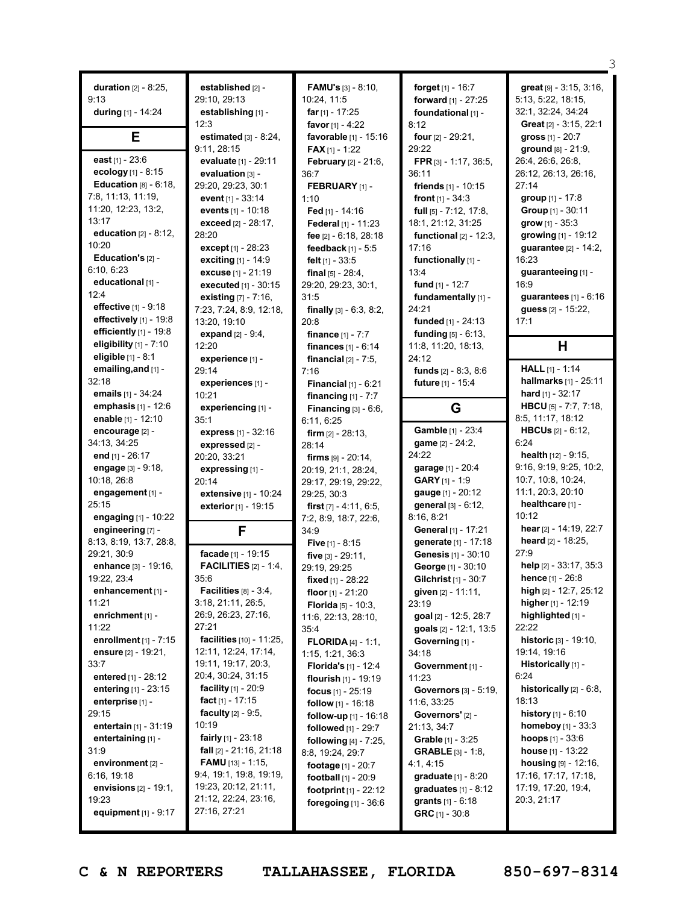**duration** [2] - 8:25, 9:13
**during** [1] - 14:24

## E

**east** [1] - 23:6
**ecology** [1] - 8:15
**Education** [8] - 6:18, 7:8, 11:13, 11:19, 11:20, 12:23, 13:2, 13:17
**education** [2] - 8:12, 10:20
**Education's** [2] - 6:10, 6:23
**educational** [1] - 12:4
**effective** [1] - 9:18
**effectively** [1] - 19:8
**efficiently** [1] - 19:8
**eligibility** [1] - 7:10
**eligible** [1] - 8:1
**emailing,and** [1] - 32:18
**emails** [1] - 34:24
**emphasis** [1] - 12:6
**enable** [1] - 12:10
**encourage** [2] - 34:13, 34:25
**end** [1] - 26:17
**engage** [3] - 9:18, 10:18, 26:8
**engagement** [1] - 25:15
**engaging** [1] - 10:22
**engineering** [7] - 8:13, 8:19, 13:7, 28:8, 29:21, 30:9
**enhance** [3] - 19:16, 19:22, 23:4
**enhancement** [1] - 11:21
**enrichment** [1] - 11:22
**enrollment** [1] - 7:15
**ensure** [2] - 19:21, 33:7
**entered** [1] - 28:12
**entering** [1] - 23:15
**enterprise** [1] - 29:15
**entertain** [1] - 31:19
**entertaining** [1] - 31:9
**environment** [2] - 6:16, 19:18
**envisions** [2] - 19:1, 19:23
**equipment** [1] - 9:17
**established** [2] - 29:10, 29:13
**establishing** [1] - 12:3
**estimated** [3] - 8:24, 9:11, 28:15
**evaluate** [1] - 29:11
**evaluation** [3] - 29:20, 29:23, 30:1
**event** [1] - 33:14
**events** [1] - 10:18
**exceed** [2] - 28:17, 28:20
**except** [1] - 28:23
**exciting** [1] - 14:9
**excuse** [1] - 21:19
**executed** [1] - 30:15
**existing** [7] - 7:16, 7:23, 7:24, 8:9, 12:18, 13:20, 19:10
**expand** [2] - 9:4, 12:20
**experience** [1] - 29:14
**experiences** [1] - 10:21
**experiencing** [1] - 35:1
**express** [1] - 32:16
**expressed** [2] - 20:20, 33:21
**expressing** [1] - 20:14
**extensive** [1] - 10:24
**exterior** [1] - 19:15

## F

**facade** [1] - 19:15
**FACILITIES** [2] - 1:4, 35:6
**Facilities** [8] - 3:4, 3:18, 21:11, 26:5, 26:9, 26:23, 27:16, 27:21
**facilities** [10] - 11:25, 12:11, 12:24, 17:14, 19:11, 19:17, 20:3, 20:4, 30:24, 31:15
**facility** [1] - 20:9
**fact** [1] - 17:15
**faculty** [2] - 9:5, 10:19
**fairly** [1] - 23:18
**fall** [2] - 21:16, 21:18
**FAMU** [13] - 1:15, 9:4, 19:1, 19:8, 19:19, 19:23, 20:12, 21:11, 21:12, 22:24, 23:16, 27:16, 27:21
**FAMU's** [3] - 8:10, 10:24, 11:5
**far** [1] - 17:25
**favor** [1] - 4:22
**favorable** [1] - 15:16
**FAX** [1] - 1:22
**February** [2] - 21:6, 36:7
**FEBRUARY** [1] - 1:10
**Fed** [1] - 14:16
**Federal** [1] - 11:23
**fee** [2] - 6:18, 28:18
**feedback** [1] - 5:5
**felt** [1] - 33:5
**final** [5] - 28:4, 29:20, 29:23, 30:1, 31:5
**finally** [3] - 6:3, 8:2, 20:8
**finance** [1] - 7:7
**finances** [1] - 6:14
**financial** [2] - 7:5, 7:16
**Financial** [1] - 6:21
**financing** [1] - 7:7
**Financing** [3] - 6:6, 6:11, 6:25
**firm** [2] - 28:13, 28:14
**firms** [9] - 20:14, 20:19, 21:1, 28:24, 29:17, 29:19, 29:22, 29:25, 30:3
**first** [7] - 4:11, 6:5, 7:2, 8:9, 18:7, 22:6, 34:9
**Five** [1] - 8:15
**five** [3] - 29:11, 29:19, 29:25
**fixed** [1] - 28:22
**floor** [1] - 21:20
**Florida** [5] - 10:3, 11:6, 22:13, 28:10, 35:4
**FLORIDA** [4] - 1:1, 1:15, 1:21, 36:3
**Florida's** [1] - 12:4
**flourish** [1] - 19:19
**focus** [1] - 25:19
**follow** [1] - 16:18
**follow-up** [1] - 16:18
**followed** [1] - 29:7
**following** [4] - 7:25, 8:8, 19:24, 29:7
**footage** [1] - 20:7
**football** [1] - 20:9
**footprint** [1] - 22:12
**foregoing** [1] - 36:6
**forget** [1] - 16:7
**forward** [1] - 27:25
**foundational** [1] - 8:12
**four** [2] - 29:21, 29:22
**FPR** [3] - 1:17, 36:5, 36:11
**friends** [1] - 10:15
**front** [1] - 34:3
**full** [5] - 7:12, 17:8, 18:1, 21:12, 31:25
**functional** [2] - 12:3, 17:16
**functionally** [1] - 13:4
**fund** [1] - 12:7
**fundamentally** [1] - 24:21
**funded** [1] - 24:13
**funding** [5] - 6:13, 11:8, 11:20, 18:13, 24:12
**funds** [2] - 8:3, 8:6
**future** [1] - 15:4

## G

**Gamble** [1] - 23:4
**game** [2] - 24:2, 24:22
**garage** [1] - 20:4
**GARY** [1] - 1:9
**gauge** [1] - 20:12
**general** [3] - 6:12, 8:16, 8:21
**General** [1] - 17:21
**generate** [1] - 17:18
**Genesis** [1] - 30:10
**George** [1] - 30:10
**Gilchrist** [1] - 30:7
**given** [2] - 11:11, 23:19
**goal** [2] - 12:5, 28:7
**goals** [2] - 12:1, 13:5
**Governing** [1] - 34:18
**Government** [1] - 11:23
**Governors** [3] - 5:19, 11:6, 33:25
**Governors'** [2] - 21:13, 34:7
**Grable** [1] - 3:25
**GRABLE** [3] - 1:8, 4:1, 4:15
**graduate** [1] - 8:20
**graduates** [1] - 8:12
**grants** [1] - 6:18
**GRC** [1] - 30:8
**great** [9] - 3:15, 3:16, 5:13, 5:22, 18:15, 32:1, 32:24, 34:24
**Great** [2] - 3:15, 22:1
**gross** [1] - 20:7
**ground** [8] - 21:9, 26:4, 26:6, 26:8, 26:12, 26:13, 26:16, 27:14
**group** [1] - 17:8
**Group** [1] - 30:11
**grow** [1] - 35:3
**growing** [1] - 19:12
**guarantee** [2] - 14:2, 16:23
**guaranteeing** [1] - 16:9
**guarantees** [1] - 6:16
**guess** [2] - 15:22, 17:1

## H

**HALL** [1] - 1:14
**hallmarks** [1] - 25:11
**hard** [1] - 32:17
**HBCU** [5] - 7:7, 7:18, 8:5, 11:17, 18:12
**HBCUs** [2] - 6:12, 6:24
**health** [12] - 9:15, 9:16, 9:19, 9:25, 10:2, 10:7, 10:8, 10:24, 11:1, 20:3, 20:10
**healthcare** [1] - 10:12
**hear** [2] - 14:19, 22:7
**heard** [2] - 18:25, 27:9
**help** [2] - 33:17, 35:3
**hence** [1] - 26:8
**high** [2] - 12:7, 25:12
**higher** [1] - 12:19
**highlighted** [1] - 22:22
**historic** [3] - 19:10, 19:14, 19:16
**Historically** [1] - 6:24
**historically** [2] - 6:8, 18:13
**history** [1] - 6:10
**homeboy** [1] - 33:3
**hoops** [1] - 33:6
**house** [1] - 13:22
**housing** [9] - 12:16, 17:16, 17:17, 17:18, 17:19, 17:20, 19:4, 20:3, 21:17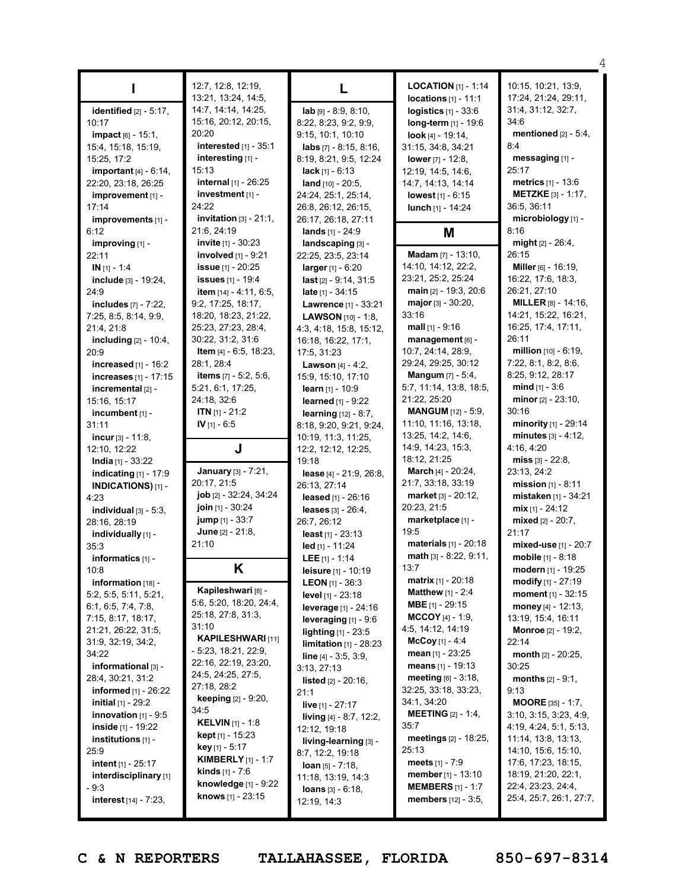# I

**identified** [2] - 5:17, 10:17
**impact** [6] - 15:1, 15:4, 15:18, 15:19, 15:25, 17:2
**important** [4] - 6:14, 22:20, 23:18, 26:25
**improvement** [1] - 17:14
**improvements** [1] - 6:12
**improving** [1] - 22:11
**IN** [1] - 1:4
**include** [3] - 19:24, 24:9
**includes** [7] - 7:22, 7:25, 8:5, 8:14, 9:9, 21:4, 21:8
**including** [2] - 10:4, 20:9
**increased** [1] - 16:2
**increases** [1] - 17:15
**incremental** [2] - 15:16, 15:17
**incumbent** [1] - 31:11
**incur** [3] - 11:8, 12:10, 12:22
**India** [1] - 33:22
**indicating** [1] - 17:9
**INDICATIONS)** [1] - 4:23
**individual** [3] - 5:3, 28:16, 28:19
**individually** [1] - 35:3
**informatics** [1] - 10:8
**information** [18] - 5:2, 5:5, 5:11, 5:21, 6:1, 6:5, 7:4, 7:8, 7:15, 8:17, 18:17, 21:21, 26:22, 31:5, 31:9, 32:19, 34:2, 34:22
**informational** [3] - 28:4, 30:21, 31:2
**informed** [1] - 26:22
**initial** [1] - 29:2
**innovation** [1] - 9:5
**inside** [1] - 19:22
**institutions** [1] - 25:9
**intent** [1] - 25:17
**interdisciplinary** [1] - 9:3
**interest** [14] - 7:23, 12:7, 12:8, 12:19, 13:21, 13:24, 14:5, 14:7, 14:14, 14:25, 15:16, 20:12, 20:15, 20:20
**interested** [1] - 35:1
**interesting** [1] - 15:13
**internal** [1] - 26:25
**investment** [1] - 24:22
**invitation** [3] - 21:1, 21:6, 24:19
**invite** [1] - 30:23
**involved** [1] - 9:21
**issue** [1] - 20:25
**issues** [1] - 19:4
**item** [14] - 4:11, 6:5, 9:2, 17:25, 18:17, 18:20, 18:23, 21:22, 25:23, 27:23, 28:4, 30:22, 31:2, 31:6
**Item** [4] - 6:5, 18:23, 28:1, 28:4
**items** [7] - 5:2, 5:6, 5:21, 6:1, 17:25, 24:18, 32:6
**ITN** [1] - 21:2
**IV** [1] - 6:5

# J

**January** [3] - 7:21, 20:17, 21:5
**job** [2] - 32:24, 34:24
**join** [1] - 30:24
**jump** [1] - 33:7
**June** [2] - 21:8, 21:10

# K

**Kapileshwari** [8] - 5:6, 5:20, 18:20, 24:4, 25:18, 27:8, 31:3, 31:10
**KAPILESHWARI** [11] - 5:23, 18:21, 22:9, 22:16, 22:19, 23:20, 24:5, 24:25, 27:5, 27:18, 28:2
**keeping** [2] - 9:20, 34:5
**KELVIN** [1] - 1:8
**kept** [1] - 15:23
**key** [1] - 5:17
**KIMBERLY** [1] - 1:7
**kinds** [1] - 7:6
**knowledge** [1] - 9:22
**knows** [1] - 23:15

# L

**lab** [9] - 8:9, 8:10, 8:22, 8:23, 9:2, 9:9, 9:15, 10:1, 10:10
**labs** [7] - 8:15, 8:16, 8:19, 8:21, 9:5, 12:24
**lack** [1] - 6:13
**land** [10] - 20:5, 24:24, 25:1, 25:14, 26:8, 26:12, 26:15, 26:17, 26:18, 27:11
**lands** [1] - 24:9
**landscaping** [3] - 22:25, 23:5, 23:14
**larger** [1] - 6:20
**last** [2] - 9:14, 31:5
**late** [1] - 34:15
**Lawrence** [1] - 33:21
**LAWSON** [10] - 1:8, 4:3, 4:18, 15:8, 15:12, 16:18, 16:22, 17:1, 17:5, 31:23
**Lawson** [4] - 4:2, 15:9, 15:10, 17:10
**learn** [1] - 10:9
**learned** [1] - 9:22
**learning** [12] - 8:7, 8:18, 9:20, 9:21, 9:24, 10:19, 11:3, 11:25, 12:2, 12:12, 12:25, 19:18
**lease** [4] - 21:9, 26:8, 26:13, 27:14
**leased** [1] - 26:16
**leases** [3] - 26:4, 26:7, 26:12
**least** [1] - 23:13
**led** [1] - 11:24
**LEE** [1] - 1:14
**leisure** [1] - 10:19
**LEON** [1] - 36:3
**level** [1] - 23:18
**leverage** [1] - 24:16
**leveraging** [1] - 9:6
**lighting** [1] - 23:5
**limitation** [1] - 28:23
**line** [4] - 3:5, 3:9, 3:13, 27:13
**listed** [2] - 20:16, 21:1
**live** [1] - 27:17
**living** [4] - 8:7, 12:2, 12:12, 19:18
**living-learning** [3] - 8:7, 12:2, 19:18
**loan** [5] - 7:18, 11:18, 13:19, 14:3
**loans** [3] - 6:18, 12:19, 14:3
**LOCATION** [1] - 1:14
**locations** [1] - 11:1
**logistics** [1] - 33:6
**long-term** [1] - 19:6
**look** [4] - 19:14, 31:15, 34:8, 34:21
**lower** [7] - 12:8, 12:19, 14:5, 14:6, 14:7, 14:13, 14:14
**lowest** [1] - 6:15
**lunch** [1] - 14:24

# M

**Madam** [7] - 13:10, 14:10, 14:12, 22:2, 23:21, 25:2, 25:24
**main** [2] - 19:3, 20:6
**major** [3] - 30:20, 33:16
**mall** [1] - 9:16
**management** [6] - 10:7, 24:14, 28:9, 29:24, 29:25, 30:12
**Mangum** [7] - 5:4, 5:7, 11:14, 13:8, 18:5, 21:22, 25:20
**MANGUM** [12] - 5:9, 11:10, 11:16, 13:18, 13:25, 14:2, 14:6, 14:9, 14:23, 15:3, 18:12, 21:25
**March** [4] - 20:24, 21:7, 33:18, 33:19
**market** [3] - 20:12, 20:23, 21:5
**marketplace** [1] - 19:5
**materials** [1] - 20:18
**math** [3] - 8:22, 9:11, 13:7
**matrix** [1] - 20:18
**Matthew** [1] - 2:4
**MBE** [1] - 29:15
**MCCOY** [4] - 1:9, 4:5, 14:12, 14:19
**McCoy** [1] - 4:4
**mean** [1] - 23:25
**means** [1] - 19:13
**meeting** [6] - 3:18, 32:25, 33:18, 33:23, 34:1, 34:20
**MEETING** [2] - 1:4, 35:7
**meetings** [2] - 18:25, 25:13
**meets** [1] - 7:9
**member** [1] - 13:10
**MEMBERS** [1] - 1:7
**members** [12] - 3:5, 10:15, 10:21, 13:9, 17:24, 21:24, 29:11, 31:4, 31:12, 32:7, 34:6
**mentioned** [2] - 5:4, 8:4
**messaging** [1] - 25:17
**metrics** [1] - 13:6
**METZKE** [3] - 1:17, 36:5, 36:11
**microbiology** [1] - 8:16
**might** [2] - 26:4, 26:15
**Miller** [6] - 16:19, 16:22, 17:6, 18:3, 26:21, 27:10
**MILLER** [8] - 14:16, 14:21, 15:22, 16:21, 16:25, 17:4, 17:11, 26:11
**million** [10] - 6:19, 7:22, 8:1, 8:2, 8:6, 8:25, 9:12, 28:17
**mind** [1] - 3:6
**minor** [2] - 23:10, 30:16
**minority** [1] - 29:14
**minutes** [3] - 4:12, 4:16, 4:20
**miss** [3] - 22:8, 23:13, 24:2
**mission** [1] - 8:11
**mistaken** [1] - 34:21
**mix** [1] - 24:12
**mixed** [2] - 20:7, 21:17
**mixed-use** [1] - 20:7
**mobile** [1] - 8:18
**modern** [1] - 19:25
**modify** [1] - 27:19
**moment** [1] - 32:15
**money** [4] - 12:13, 13:19, 15:4, 16:11
**Monroe** [2] - 19:2, 22:14
**month** [2] - 20:25, 30:25
**months** [2] - 9:1, 9:13
**MOORE** [35] - 1:7, 3:10, 3:15, 3:23, 4:9, 4:19, 4:24, 5:1, 5:13, 11:14, 13:8, 13:13, 14:10, 15:6, 15:10, 17:6, 17:23, 18:15, 18:19, 21:20, 22:1, 22:4, 23:23, 24:4, 25:4, 25:7, 26:1, 27:7,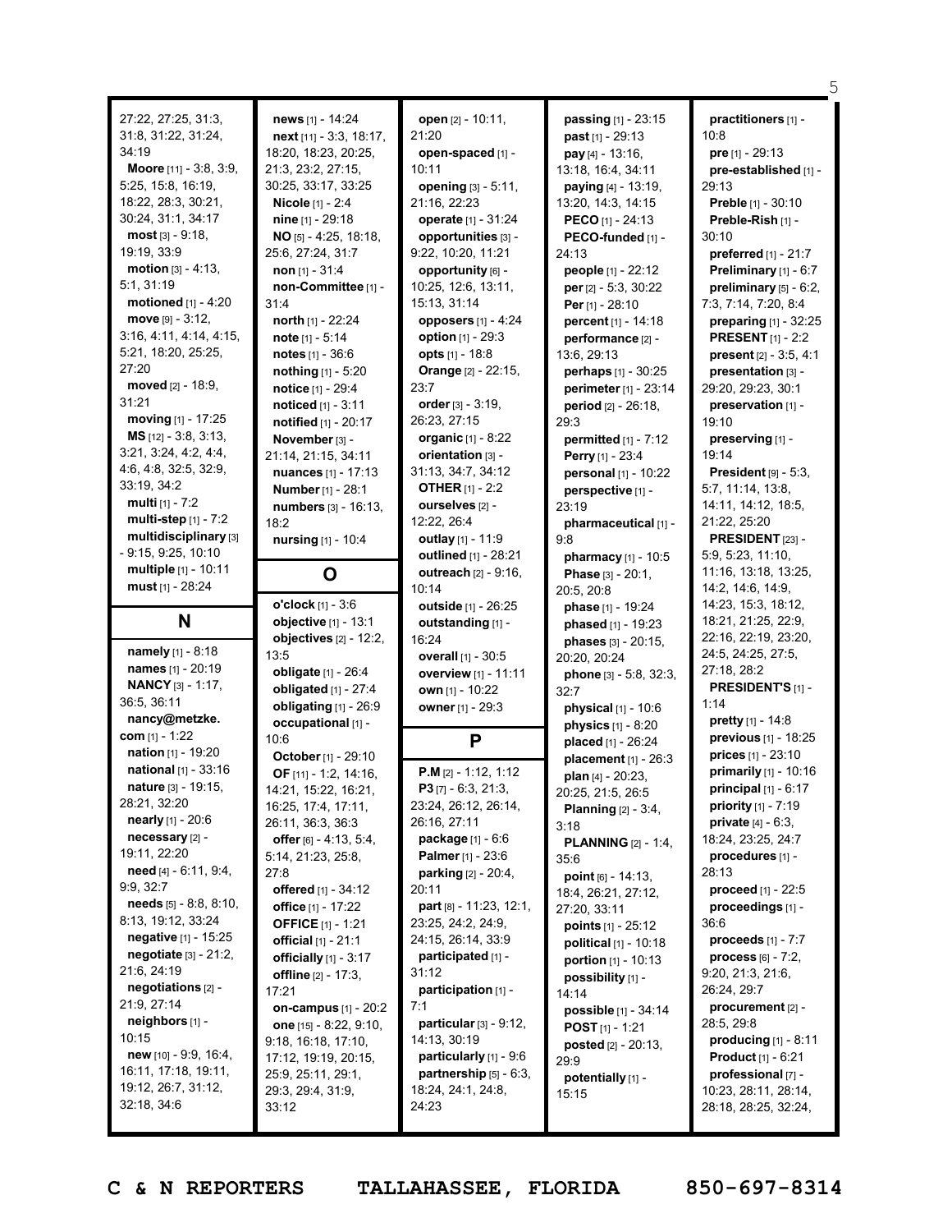27:22, 27:25, 31:3, 31:8, 31:22, 31:24, 34:19

**Moore** [11] - 3:8, 3:9, 5:25, 15:8, 16:19, 18:22, 28:3, 30:21, 30:24, 31:1, 34:17

**most** [3] - 9:18, 19:19, 33:9

**motion** [3] - 4:13, 5:1, 31:19

**motioned** [1] - 4:20

**move** [9] - 3:12, 3:16, 4:11, 4:14, 4:15, 5:21, 18:20, 25:25, 27:20

**moved** [2] - 18:9, 31:21

**moving** [1] - 17:25

**MS** [12] - 3:8, 3:13, 3:21, 3:24, 4:2, 4:4, 4:6, 4:8, 32:5, 32:9, 33:19, 34:2

**multi** [1] - 7:2

**multi-step** [1] - 7:2

**multidisciplinary** [3] - 9:15, 9:25, 10:10

**multiple** [1] - 10:11

**must** [1] - 28:24

## N

**namely** [1] - 8:18

**names** [1] - 20:19

**NANCY** [3] - 1:17, 36:5, 36:11

**nancy@metzke.com** [1] - 1:22

**nation** [1] - 19:20

**national** [1] - 33:16

**nature** [3] - 19:15, 28:21, 32:20

**nearly** [1] - 20:6

**necessary** [2] - 19:11, 22:20

**need** [4] - 6:11, 9:4, 9:9, 32:7

**needs** [5] - 8:8, 8:10, 8:13, 19:12, 33:24

**negative** [1] - 15:25

**negotiate** [3] - 21:2, 21:6, 24:19

**negotiations** [2] - 21:9, 27:14

**neighbors** [1] - 10:15

**new** [10] - 9:9, 16:4, 16:11, 17:18, 19:11, 19:12, 26:7, 31:12, 32:18, 34:6

**news** [1] - 14:24

**next** [11] - 3:3, 18:17, 18:20, 18:23, 20:25, 21:3, 23:2, 27:15, 30:25, 33:17, 33:25

**Nicole** [1] - 2:4

**nine** [1] - 29:18

**NO** [5] - 4:25, 18:18, 25:6, 27:24, 31:7

**non** [1] - 31:4

**non-Committee** [1] - 31:4

**north** [1] - 22:24

**note** [1] - 5:14

**notes** [1] - 36:6

**nothing** [1] - 5:20

**notice** [1] - 29:4

**noticed** [1] - 3:11

**notified** [1] - 20:17

**November** [3] - 21:14, 21:15, 34:11

**nuances** [1] - 17:13

**Number** [1] - 28:1

**numbers** [3] - 16:13, 18:2

**nursing** [1] - 10:4

## O

**o'clock** [1] - 3:6

**objective** [1] - 13:1

**objectives** [2] - 12:2, 13:5

**obligate** [1] - 26:4

**obligated** [1] - 27:4

**obligating** [1] - 26:9

**occupational** [1] - 10:6

**October** [1] - 29:10

**OF** [11] - 1:2, 14:16, 14:21, 15:22, 16:21, 16:25, 17:4, 17:11, 26:11, 36:3, 36:3

**offer** [6] - 4:13, 5:4, 5:14, 21:23, 25:8, 27:8

**offered** [1] - 34:12

**office** [1] - 17:22

**OFFICE** [1] - 1:21

**official** [1] - 21:1

**officially** [1] - 3:17

**offline** [2] - 17:3, 17:21

**on-campus** [1] - 20:2

**one** [15] - 8:22, 9:10, 9:18, 16:18, 17:10, 17:12, 19:19, 20:15, 25:9, 25:11, 29:1, 29:3, 29:4, 31:9, 33:12

**open** [2] - 10:11, 21:20

**open-spaced** [1] - 10:11

**opening** [3] - 5:11, 21:16, 22:23

**operate** [1] - 31:24

**opportunities** [3] - 9:22, 10:20, 11:21

**opportunity** [6] - 10:25, 12:6, 13:11, 15:13, 31:14

**opposers** [1] - 4:24

**option** [1] - 29:3

**opts** [1] - 18:8

**Orange** [2] - 22:15, 23:7

**order** [3] - 3:19, 26:23, 27:15

**organic** [1] - 8:22

**orientation** [3] - 31:13, 34:7, 34:12

**OTHER** [1] - 2:2

**ourselves** [2] - 12:22, 26:4

**outlay** [1] - 11:9

**outlined** [1] - 28:21

**outreach** [2] - 9:16, 10:14

**outside** [1] - 26:25

**outstanding** [1] - 16:24

**overall** [1] - 30:5

**overview** [1] - 11:11

**own** [1] - 10:22

**owner** [1] - 29:3

## P

**P.M** [2] - 1:12, 1:12

**P3** [7] - 6:3, 21:3, 23:24, 26:12, 26:14, 26:16, 27:11

**package** [1] - 6:6

**Palmer** [1] - 23:6

**parking** [2] - 20:4, 20:11

**part** [8] - 11:23, 12:1, 23:25, 24:2, 24:9, 24:15, 26:14, 33:9

**participated** [1] - 31:12

**participation** [1] - 7:1

**particular** [3] - 9:12, 14:13, 30:19

**particularly** [1] - 9:6

**partnership** [5] - 6:3, 18:24, 24:1, 24:8, 24:23

**passing** [1] - 23:15

**past** [1] - 29:13

**pay** [4] - 13:16, 13:18, 16:4, 34:11

**paying** [4] - 13:19, 13:20, 14:3, 14:15

**PECO** [1] - 24:13

**PECO-funded** [1] - 24:13

**people** [1] - 22:12

**per** [2] - 5:3, 30:22

**Per** [1] - 28:10

**percent** [1] - 14:18

**performance** [2] - 13:6, 29:13

**perhaps** [1] - 30:25

**perimeter** [1] - 23:14

**period** [2] - 26:18, 29:3

**permitted** [1] - 7:12

**Perry** [1] - 23:4

**personal** [1] - 10:22

**perspective** [1] - 23:19

**pharmaceutical** [1] - 9:8

**pharmacy** [1] - 10:5

**Phase** [3] - 20:1, 20:5, 20:8

**phase** [1] - 19:24

**phased** [1] - 19:23

**phases** [3] - 20:15, 20:20, 20:24

**phone** [3] - 5:8, 32:3, 32:7

**physical** [1] - 10:6

**physics** [1] - 8:20

**placed** [1] - 26:24

**placement** [1] - 26:3

**plan** [4] - 20:23, 20:25, 21:5, 26:5

**Planning** [2] - 3:4, 3:18

**PLANNING** [2] - 1:4, 35:6

**point** [6] - 14:13, 18:4, 26:21, 27:12, 27:20, 33:11

**points** [1] - 25:12

**political** [1] - 10:18

**portion** [1] - 10:13

**possibility** [1] - 14:14

**possible** [1] - 34:14

**POST** [1] - 1:21

**posted** [2] - 20:13, 29:9

**potentially** [1] - 15:15

**practitioners** [1] - 10:8

**pre** [1] - 29:13

**pre-established** [1] - 29:13

**Preble** [1] - 30:10

**Preble-Rish** [1] - 30:10

**preferred** [1] - 21:7

**Preliminary** [1] - 6:7

**preliminary** [5] - 6:2, 7:3, 7:14, 7:20, 8:4

**preparing** [1] - 32:25

**PRESENT** [1] - 2:2

**present** [2] - 3:5, 4:1

**presentation** [3] - 29:20, 29:23, 30:1

**preservation** [1] - 19:10

**preserving** [1] - 19:14

**President** [9] - 5:3, 5:7, 11:14, 13:8, 14:11, 14:12, 18:5, 21:22, 25:20

**PRESIDENT** [23] - 5:9, 5:23, 11:10, 11:16, 13:18, 13:25, 14:2, 14:6, 14:9, 14:23, 15:3, 18:12, 18:21, 21:25, 22:9, 22:16, 22:19, 23:20, 24:5, 24:25, 27:5, 27:18, 28:2

**PRESIDENT'S** [1] - 1:14

**pretty** [1] - 14:8

**previous** [1] - 18:25

**prices** [1] - 23:10

**primarily** [1] - 10:16

**principal** [1] - 6:17

**priority** [1] - 7:19

**private** [4] - 6:3, 18:24, 23:25, 24:7

**procedures** [1] - 28:13

**proceed** [1] - 22:5

**proceedings** [1] - 36:6

**proceeds** [1] - 7:7

**process** [6] - 7:2, 9:20, 21:3, 21:6, 26:24, 29:7

**procurement** [2] - 28:5, 29:8

**producing** [1] - 8:11

**Product** [1] - 6:21

**professional** [7] - 10:23, 28:11, 28:14, 28:18, 28:25, 32:24,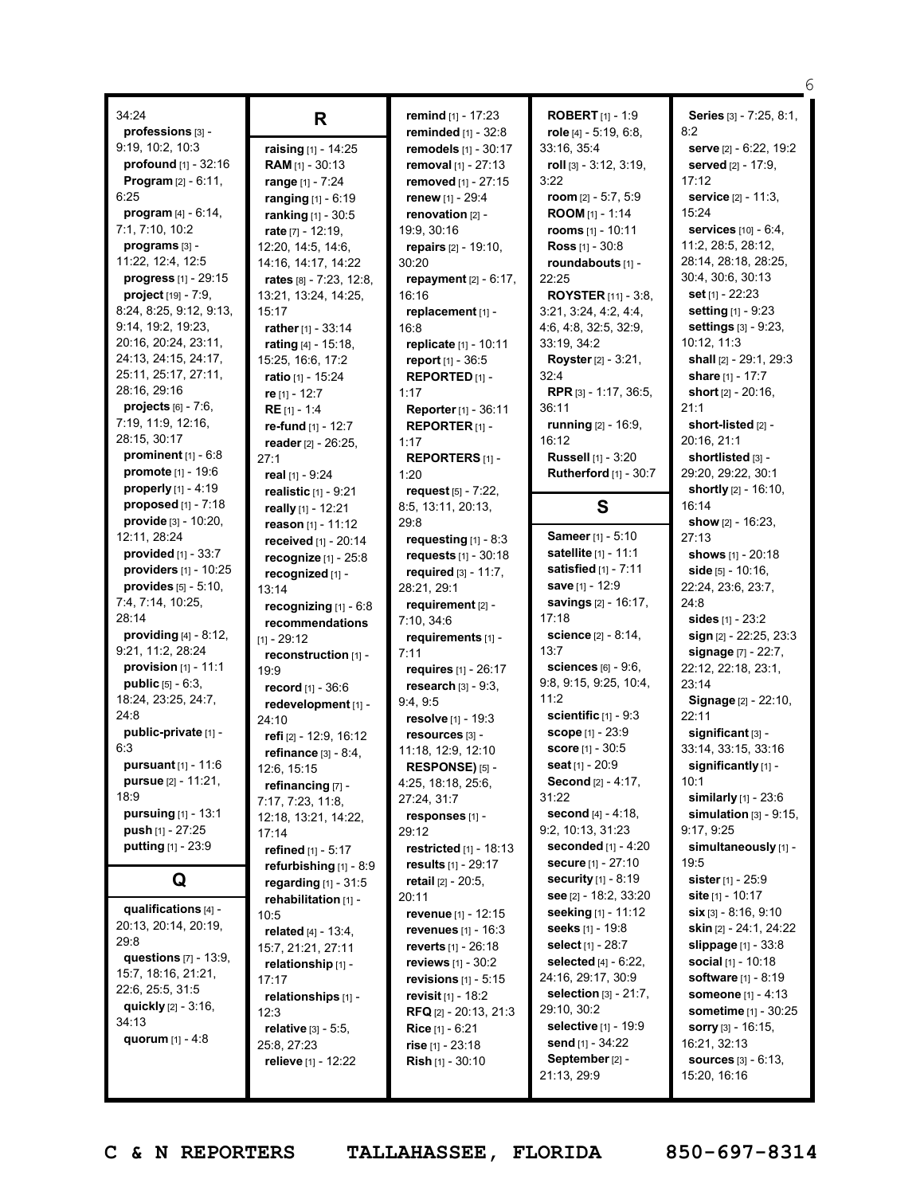34:24
**professions** [3] - 9:19, 10:2, 10:3
**profound** [1] - 32:16
**Program** [2] - 6:11, 6:25
**program** [4] - 6:14, 7:1, 7:10, 10:2
**programs** [3] - 11:22, 12:4, 12:5
**progress** [1] - 29:15
**project** [19] - 7:9, 8:24, 8:25, 9:12, 9:13, 9:14, 19:2, 19:23, 20:16, 20:24, 23:11, 24:13, 24:15, 24:17, 25:11, 25:17, 27:11, 28:16, 29:16
**projects** [6] - 7:6, 7:19, 11:9, 12:16, 28:15, 30:17
**prominent** [1] - 6:8
**promote** [1] - 19:6
**properly** [1] - 4:19
**proposed** [1] - 7:18
**provide** [3] - 10:20, 12:11, 28:24
**provided** [1] - 33:7
**providers** [1] - 10:25
**provides** [5] - 5:10, 7:4, 7:14, 10:25, 28:14
**providing** [4] - 8:12, 9:21, 11:2, 28:24
**provision** [1] - 11:1
**public** [5] - 6:3, 18:24, 23:25, 24:7, 24:8
**public-private** [1] - 6:3
**pursuant** [1] - 11:6
**pursue** [2] - 11:21, 18:9
**pursuing** [1] - 13:1
**push** [1] - 27:25
**putting** [1] - 23:9

## Q

**qualifications** [4] - 20:13, 20:14, 20:19, 29:8
**questions** [7] - 13:9, 15:7, 18:16, 21:21, 22:6, 25:5, 31:5
**quickly** [2] - 3:16, 34:13
**quorum** [1] - 4:8

## R

**raising** [1] - 14:25
**RAM** [1] - 30:13
**range** [1] - 7:24
**ranging** [1] - 6:19
**ranking** [1] - 30:5
**rate** [7] - 12:19, 12:20, 14:5, 14:6, 14:16, 14:17, 14:22
**rates** [8] - 7:23, 12:8, 13:21, 13:24, 14:25, 15:17
**rather** [1] - 33:14
**rating** [4] - 15:18, 15:25, 16:6, 17:2
**ratio** [1] - 15:24
**re** [1] - 12:7
**RE** [1] - 1:4
**re-fund** [1] - 12:7
**reader** [2] - 26:25, 27:1
**real** [1] - 9:24
**realistic** [1] - 9:21
**really** [1] - 12:21
**reason** [1] - 11:12
**received** [1] - 20:14
**recognize** [1] - 25:8
**recognized** [1] - 13:14
**recognizing** [1] - 6:8
**recommendations** [1] - 29:12
**reconstruction** [1] - 19:9
**record** [1] - 36:6
**redevelopment** [1] - 24:10
**refi** [2] - 12:9, 16:12
**refinance** [3] - 8:4, 12:6, 15:15
**refinancing** [7] - 7:17, 7:23, 11:8, 12:18, 13:21, 14:22, 17:14
**refined** [1] - 5:17
**refurbishing** [1] - 8:9
**regarding** [1] - 31:5
**rehabilitation** [1] - 10:5
**related** [4] - 13:4, 15:7, 21:21, 27:11
**relationship** [1] - 17:17
**relationships** [1] - 12:3
**relative** [3] - 5:5, 25:8, 27:23
**relieve** [1] - 12:22
**remind** [1] - 17:23
**reminded** [1] - 32:8
**remodels** [1] - 30:17
**removal** [1] - 27:13
**removed** [1] - 27:15
**renew** [1] - 29:4
**renovation** [2] - 19:9, 30:16
**repairs** [2] - 19:10, 30:20
**repayment** [2] - 6:17, 16:16
**replacement** [1] - 16:8
**replicate** [1] - 10:11
**report** [1] - 36:5
**REPORTED** [1] - 1:17
**Reporter** [1] - 36:11
**REPORTER** [1] - 1:17
**REPORTERS** [1] - 1:20
**request** [5] - 7:22, 8:5, 13:11, 20:13, 29:8
**requesting** [1] - 8:3
**requests** [1] - 30:18
**required** [3] - 11:7, 28:21, 29:1
**requirement** [2] - 7:10, 34:6
**requirements** [1] - 7:11
**requires** [1] - 26:17
**research** [3] - 9:3, 9:4, 9:5
**resolve** [1] - 19:3
**resources** [3] - 11:18, 12:9, 12:10
**RESPONSE)** [5] - 4:25, 18:18, 25:6, 27:24, 31:7
**responses** [1] - 29:12
**restricted** [1] - 18:13
**results** [1] - 29:17
**retail** [2] - 20:5, 20:11
**revenue** [1] - 12:15
**revenues** [1] - 16:3
**reverts** [1] - 26:18
**reviews** [1] - 30:2
**revisions** [1] - 5:15
**revisit** [1] - 18:2
**RFQ** [2] - 20:13, 21:3
**Rice** [1] - 6:21
**rise** [1] - 23:18
**Rish** [1] - 30:10
**ROBERT** [1] - 1:9
**role** [4] - 5:19, 6:8, 33:16, 35:4
**roll** [3] - 3:12, 3:19, 3:22
**room** [2] - 5:7, 5:9
**ROOM** [1] - 1:14
**rooms** [1] - 10:11
**Ross** [1] - 30:8
**roundabouts** [1] - 22:25
**ROYSTER** [11] - 3:8, 3:21, 3:24, 4:2, 4:4, 4:6, 4:8, 32:5, 32:9, 33:19, 34:2
**Royster** [2] - 3:21, 32:4
**RPR** [3] - 1:17, 36:5, 36:11
**running** [2] - 16:9, 16:12
**Russell** [1] - 3:20
**Rutherford** [1] - 30:7

## S

**Sameer** [1] - 5:10
**satellite** [1] - 11:1
**satisfied** [1] - 7:11
**save** [1] - 12:9
**savings** [2] - 16:17, 17:18
**science** [2] - 8:14, 13:7
**sciences** [6] - 9:6, 9:8, 9:15, 9:25, 10:4, 11:2
**scientific** [1] - 9:3
**scope** [1] - 23:9
**score** [1] - 30:5
**seat** [1] - 20:9
**Second** [2] - 4:17, 31:22
**second** [4] - 4:18, 9:2, 10:13, 31:23
**seconded** [1] - 4:20
**secure** [1] - 27:10
**security** [1] - 8:19
**see** [2] - 18:2, 33:20
**seeking** [1] - 11:12
**seeks** [1] - 19:8
**select** [1] - 28:7
**selected** [4] - 6:22, 24:16, 29:17, 30:9
**selection** [3] - 21:7, 29:10, 30:2
**selective** [1] - 19:9
**send** [1] - 34:22
**September** [2] - 21:13, 29:9
**Series** [3] - 7:25, 8:1, 8:2
**serve** [2] - 6:22, 19:2
**served** [2] - 17:9, 17:12
**service** [2] - 11:3, 15:24
**services** [10] - 6:4, 11:2, 28:5, 28:12, 28:14, 28:18, 28:25, 30:4, 30:6, 30:13
**set** [1] - 22:23
**setting** [1] - 9:23
**settings** [3] - 9:23, 10:12, 11:3
**shall** [2] - 29:1, 29:3
**share** [1] - 17:7
**short** [2] - 20:16, 21:1
**short-listed** [2] - 20:16, 21:1
**shortlisted** [3] - 29:20, 29:22, 30:1
**shortly** [2] - 16:10, 16:14
**show** [2] - 16:23, 27:13
**shows** [1] - 20:18
**side** [5] - 10:16, 22:24, 23:6, 23:7, 24:8
**sides** [1] - 23:2
**sign** [2] - 22:25, 23:3
**signage** [7] - 22:7, 22:12, 22:18, 23:1, 23:14
**Signage** [2] - 22:10, 22:11
**significant** [3] - 33:14, 33:15, 33:16
**significantly** [1] - 10:1
**similarly** [1] - 23:6
**simulation** [3] - 9:15, 9:17, 9:25
**simultaneously** [1] - 19:5
**sister** [1] - 25:9
**site** [1] - 10:17
**six** [3] - 8:16, 9:10
**skin** [2] - 24:1, 24:22
**slippage** [1] - 33:8
**social** [1] - 10:18
**software** [1] - 8:19
**someone** [1] - 4:13
**sometime** [1] - 30:25
**sorry** [3] - 16:15, 16:21, 32:13
**sources** [3] - 6:13, 15:20, 16:16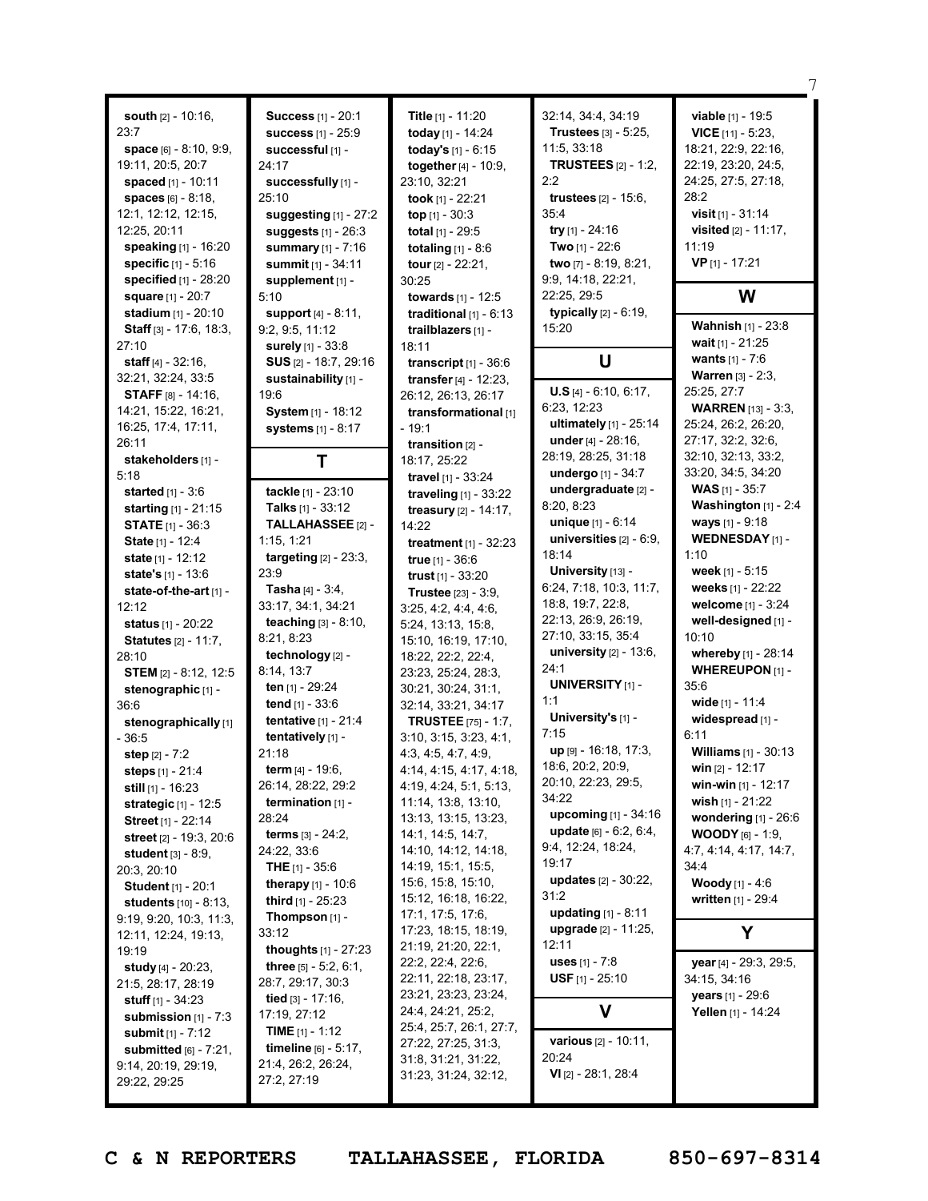**south** [2] - 10:16, 23:7
**space** [6] - 8:10, 9:9, 19:11, 20:5, 20:7
**spaced** [1] - 10:11
**spaces** [6] - 8:18, 12:1, 12:12, 12:15, 12:25, 20:11
**speaking** [1] - 16:20
**specific** [1] - 5:16
**specified** [1] - 28:20
**square** [1] - 20:7
**stadium** [1] - 20:10
**Staff** [3] - 17:6, 18:3, 27:10
**staff** [4] - 32:16, 32:21, 32:24, 33:5
**STAFF** [8] - 14:16, 14:21, 15:22, 16:21, 16:25, 17:4, 17:11, 26:11
**stakeholders** [1] - 5:18
**started** [1] - 3:6
**starting** [1] - 21:15
**STATE** [1] - 36:3
**State** [1] - 12:4
**state** [1] - 12:12
**state's** [1] - 13:6
**state-of-the-art** [1] - 12:12
**status** [1] - 20:22
**Statutes** [2] - 11:7, 28:10
**STEM** [2] - 8:12, 12:5
**stenographic** [1] - 36:6
**stenographically** [1] - 36:5
**step** [2] - 7:2
**steps** [1] - 21:4
**still** [1] - 16:23
**strategic** [1] - 12:5
**Street** [1] - 22:14
**street** [2] - 19:3, 20:6
**student** [3] - 8:9, 20:3, 20:10
**Student** [1] - 20:1
**students** [10] - 8:13, 9:19, 9:20, 10:3, 11:3, 12:11, 12:24, 19:13, 19:19
**study** [4] - 20:23, 21:5, 28:17, 28:19
**stuff** [1] - 34:23
**submission** [1] - 7:3
**submit** [1] - 7:12
**submitted** [6] - 7:21, 9:14, 20:19, 29:19, 29:22, 29:25

**Success** [1] - 20:1
**success** [1] - 25:9
**successful** [1] - 24:17
**successfully** [1] - 25:10
**suggesting** [1] - 27:2
**suggests** [1] - 26:3
**summary** [1] - 7:16
**summit** [1] - 34:11
**supplement** [1] - 5:10
**support** [4] - 8:11, 9:2, 9:5, 11:12
**surely** [1] - 33:8
**SUS** [2] - 18:7, 29:16
**sustainability** [1] - 19:6
**System** [1] - 18:12
**systems** [1] - 8:17

## T

**tackle** [1] - 23:10
**Talks** [1] - 33:12
**TALLAHASSEE** [2] - 1:15, 1:21
**targeting** [2] - 23:3, 23:9
**Tasha** [4] - 3:4, 33:17, 34:1, 34:21
**teaching** [3] - 8:10, 8:21, 8:23
**technology** [2] - 8:14, 13:7
**ten** [1] - 29:24
**tend** [1] - 33:6
**tentative** [1] - 21:4
**tentatively** [1] - 21:18
**term** [4] - 19:6, 26:14, 28:22, 29:2
**termination** [1] - 28:24
**terms** [3] - 24:2, 24:22, 33:6
**THE** [1] - 35:6
**therapy** [1] - 10:6
**third** [1] - 25:23
**Thompson** [1] - 33:12
**thoughts** [1] - 27:23
**three** [5] - 5:2, 6:1, 28:7, 29:17, 30:3
**tied** [3] - 17:16, 17:19, 27:12
**TIME** [1] - 1:12
**timeline** [6] - 5:17, 21:4, 26:2, 26:24, 27:2, 27:19

**Title** [1] - 11:20
**today** [1] - 14:24
**today's** [1] - 6:15
**together** [4] - 10:9, 23:10, 32:21
**took** [1] - 22:21
**top** [1] - 30:3
**total** [1] - 29:5
**totaling** [1] - 8:6
**tour** [2] - 22:21, 30:25
**towards** [1] - 12:5
**traditional** [1] - 6:13
**trailblazers** [1] - 18:11
**transcript** [1] - 36:6
**transfer** [4] - 12:23, 26:12, 26:13, 26:17
**transformational** [1] - 19:1
**transition** [2] - 18:17, 25:22
**travel** [1] - 33:24
**traveling** [1] - 33:22
**treasury** [2] - 14:17, 14:22
**treatment** [1] - 32:23
**true** [1] - 36:6
**trust** [1] - 33:20
**Trustee** [23] - 3:9, 3:25, 4:2, 4:4, 4:6, 5:24, 13:13, 15:8, 15:10, 16:19, 17:10, 18:22, 22:2, 22:4, 23:23, 25:24, 28:3, 30:21, 30:24, 31:1, 32:14, 33:21, 34:17
**TRUSTEE** [75] - 1:7, 3:10, 3:15, 3:23, 4:1, 4:3, 4:5, 4:7, 4:9, 4:14, 4:15, 4:17, 4:18, 4:19, 4:24, 5:1, 5:13, 11:14, 13:8, 13:10, 13:13, 13:15, 13:23, 14:1, 14:5, 14:7, 14:10, 14:12, 14:18, 14:19, 15:1, 15:5, 15:6, 15:8, 15:10, 15:12, 16:18, 16:22, 17:1, 17:5, 17:6, 17:23, 18:15, 18:19, 21:19, 21:20, 22:1, 22:2, 22:4, 22:6, 22:11, 22:18, 23:17, 23:21, 23:23, 23:24, 24:4, 24:21, 25:2, 25:4, 25:7, 26:1, 27:7, 27:22, 27:25, 31:3, 31:8, 31:21, 31:22, 31:23, 31:24, 32:12, 32:14, 34:4, 34:19
**Trustees** [3] - 5:25, 11:5, 33:18
**TRUSTEES** [2] - 1:2, 2:2
**trustees** [2] - 15:6, 35:4
**try** [1] - 24:16
**Two** [1] - 22:6
**two** [7] - 8:19, 8:21, 9:9, 14:18, 22:21, 22:25, 29:5
**typically** [2] - 6:19, 15:20

## U

**U.S** [4] - 6:10, 6:17, 6:23, 12:23
**ultimately** [1] - 25:14
**under** [4] - 28:16, 28:19, 28:25, 31:18
**undergo** [1] - 34:7
**undergraduate** [2] - 8:20, 8:23
**unique** [1] - 6:14
**universities** [2] - 6:9, 18:14
**University** [13] - 6:24, 7:18, 10:3, 11:7, 18:8, 19:7, 22:8, 22:13, 26:9, 26:19, 27:10, 33:15, 35:4
**university** [2] - 13:6, 24:1
**UNIVERSITY** [1] - 1:1
**University's** [1] - 7:15
**up** [9] - 16:18, 17:3, 18:6, 20:2, 20:9, 20:10, 22:23, 29:5, 34:22
**upcoming** [1] - 34:16
**update** [6] - 6:2, 6:4, 9:4, 12:24, 18:24, 19:17
**updates** [2] - 30:22, 31:2
**updating** [1] - 8:11
**upgrade** [2] - 11:25, 12:11
**uses** [1] - 7:8
**USF** [1] - 25:10

## V

**various** [2] - 10:11, 20:24
**VI** [2] - 28:1, 28:4
**viable** [1] - 19:5
**VICE** [11] - 5:23, 18:21, 22:9, 22:16, 22:19, 23:20, 24:5, 24:25, 27:5, 27:18, 28:2
**visit** [1] - 31:14
**visited** [2] - 11:17, 11:19
**VP** [1] - 17:21

## W

**Wahnish** [1] - 23:8
**wait** [1] - 21:25
**wants** [1] - 7:6
**Warren** [3] - 2:3, 25:25, 27:7
**WARREN** [13] - 3:3, 25:24, 26:2, 26:20, 27:17, 32:2, 32:6, 32:10, 32:13, 33:2, 33:20, 34:5, 34:20
**WAS** [1] - 35:7
**Washington** [1] - 2:4
**ways** [1] - 9:18
**WEDNESDAY** [1] - 1:10
**week** [1] - 5:15
**weeks** [1] - 22:22
**welcome** [1] - 3:24
**well-designed** [1] - 10:10
**whereby** [1] - 28:14
**WHEREUPON** [1] - 35:6
**wide** [1] - 11:4
**widespread** [1] - 6:11
**Williams** [1] - 30:13
**win** [2] - 12:17
**win-win** [1] - 12:17
**wish** [1] - 21:22
**wondering** [1] - 26:6
**WOODY** [6] - 1:9, 4:7, 4:14, 4:17, 14:7, 34:4
**Woody** [1] - 4:6
**written** [1] - 29:4

## Y

**year** [4] - 29:3, 29:5, 34:15, 34:16
**years** [1] - 29:6
**Yellen** [1] - 14:24